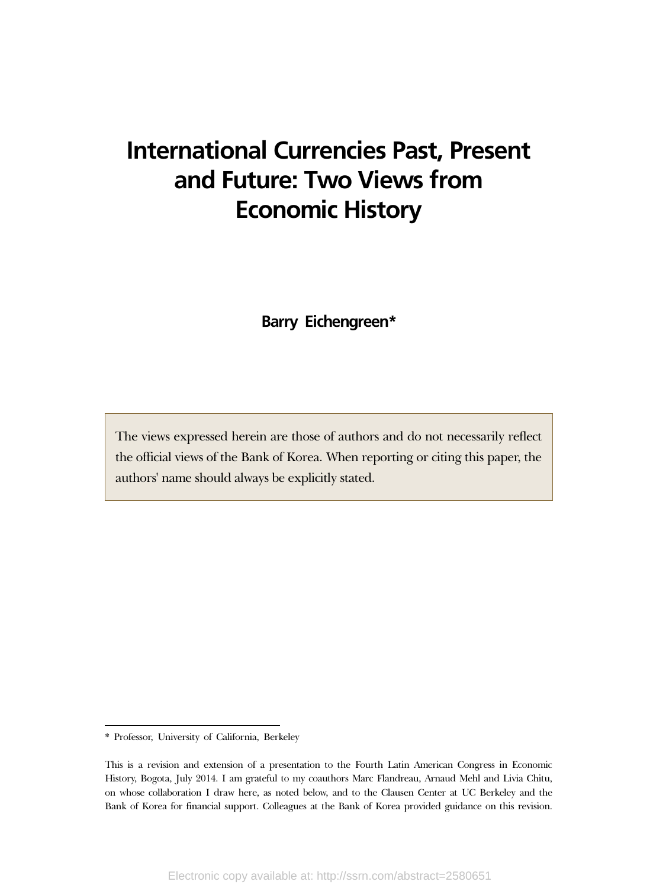# International Currencies Past, Present and Future: Two Views from Economic History

**Barry Eichengreen***

The views expressed herein are those of authors and do not necessarily reflect the official views of the Bank of Korea. When reporting or citing this paper, the authors' name should always be explicitly stated.

---

* Professor, University of California, Berkeley

This is a revision and extension of a presentation to the Fourth Latin American Congress in Economic History, Bogota, July 2014. I am grateful to my coauthors Marc Flandreau, Arnaud Mehl and Livia Chitu, on whose collaboration I draw here, as noted below, and to the Clausen Center at UC Berkeley and the Bank of Korea for financial support. Colleagues at the Bank of Korea provided guidance on this revision.

Electronic copy available at: http://ssrn.com/abstract=2580651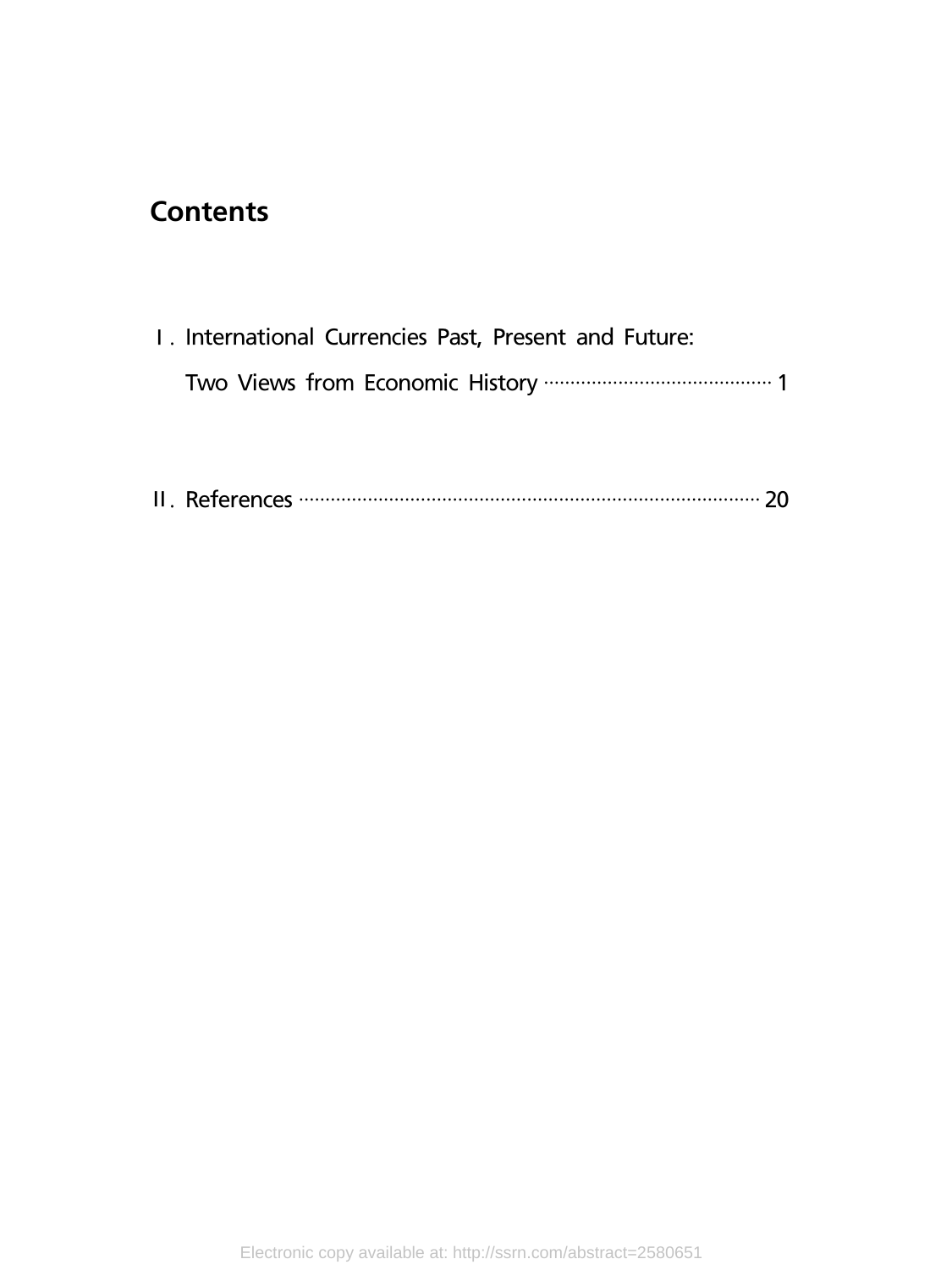# Contents

Ⅰ. International Currencies Past, Present and Future: Two Views from Economic History ........................................ 1

Ⅱ. References ........................................................................................ 20

Electronic copy available at: http://ssrn.com/abstract=2580651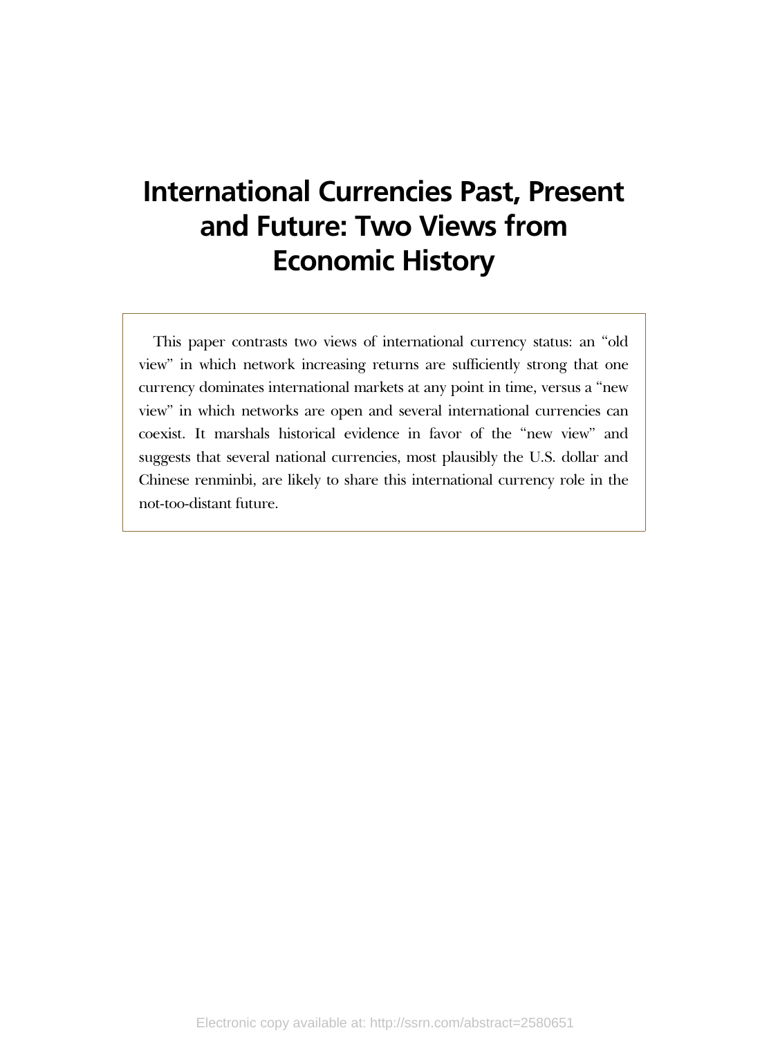# International Currencies Past, Present and Future: Two Views from Economic History

This paper contrasts two views of international currency status: an "old view" in which network increasing returns are sufficiently strong that one currency dominates international markets at any point in time, versus a "new view" in which networks are open and several international currencies can coexist. It marshals historical evidence in favor of the "new view" and suggests that several national currencies, most plausibly the U.S. dollar and Chinese renminbi, are likely to share this international currency role in the not-too-distant future.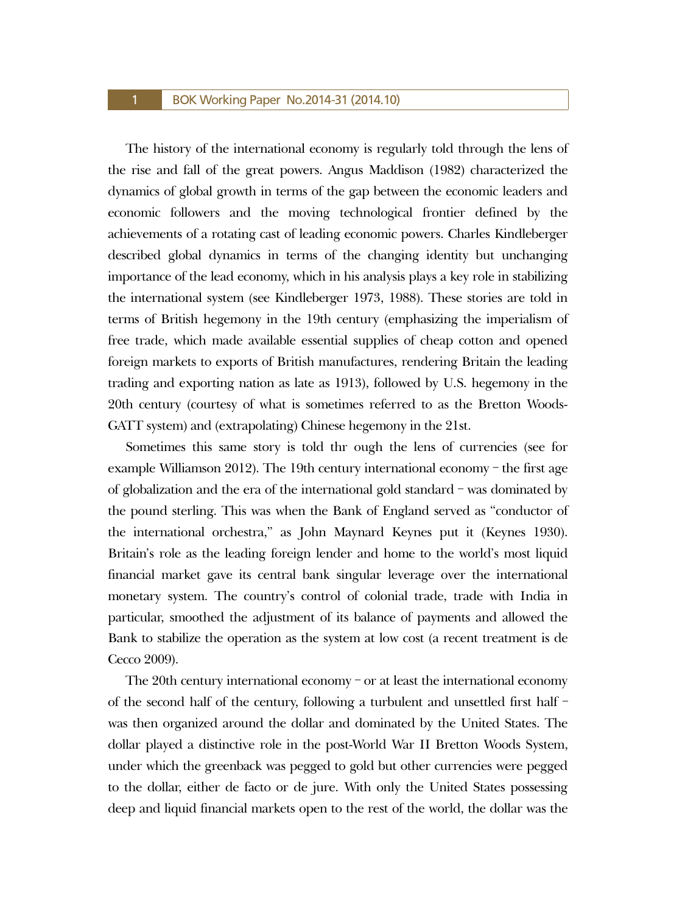The history of the international economy is regularly told through the lens of the rise and fall of the great powers. Angus Maddison (1982) characterized the dynamics of global growth in terms of the gap between the economic leaders and economic followers and the moving technological frontier defined by the achievements of a rotating cast of leading economic powers. Charles Kindleberger described global dynamics in terms of the changing identity but unchanging importance of the lead economy, which in his analysis plays a key role in stabilizing the international system (see Kindleberger 1973, 1988). These stories are told in terms of British hegemony in the 19th century (emphasizing the imperialism of free trade, which made available essential supplies of cheap cotton and opened foreign markets to exports of British manufactures, rendering Britain the leading trading and exporting nation as late as 1913), followed by U.S. hegemony in the 20th century (courtesy of what is sometimes referred to as the Bretton Woods-GATT system) and (extrapolating) Chinese hegemony in the 21st.

Sometimes this same story is told thr ough the lens of currencies (see for example Williamson 2012). The 19th century international economy – the first age of globalization and the era of the international gold standard – was dominated by the pound sterling. This was when the Bank of England served as "conductor of the international orchestra," as John Maynard Keynes put it (Keynes 1930). Britain's role as the leading foreign lender and home to the world's most liquid financial market gave its central bank singular leverage over the international monetary system. The country's control of colonial trade, trade with India in particular, smoothed the adjustment of its balance of payments and allowed the Bank to stabilize the operation as the system at low cost (a recent treatment is de Cecco 2009).

The 20th century international economy – or at least the international economy of the second half of the century, following a turbulent and unsettled first half – was then organized around the dollar and dominated by the United States. The dollar played a distinctive role in the post-World War II Bretton Woods System, under which the greenback was pegged to gold but other currencies were pegged to the dollar, either de facto or de jure. With only the United States possessing deep and liquid financial markets open to the rest of the world, the dollar was the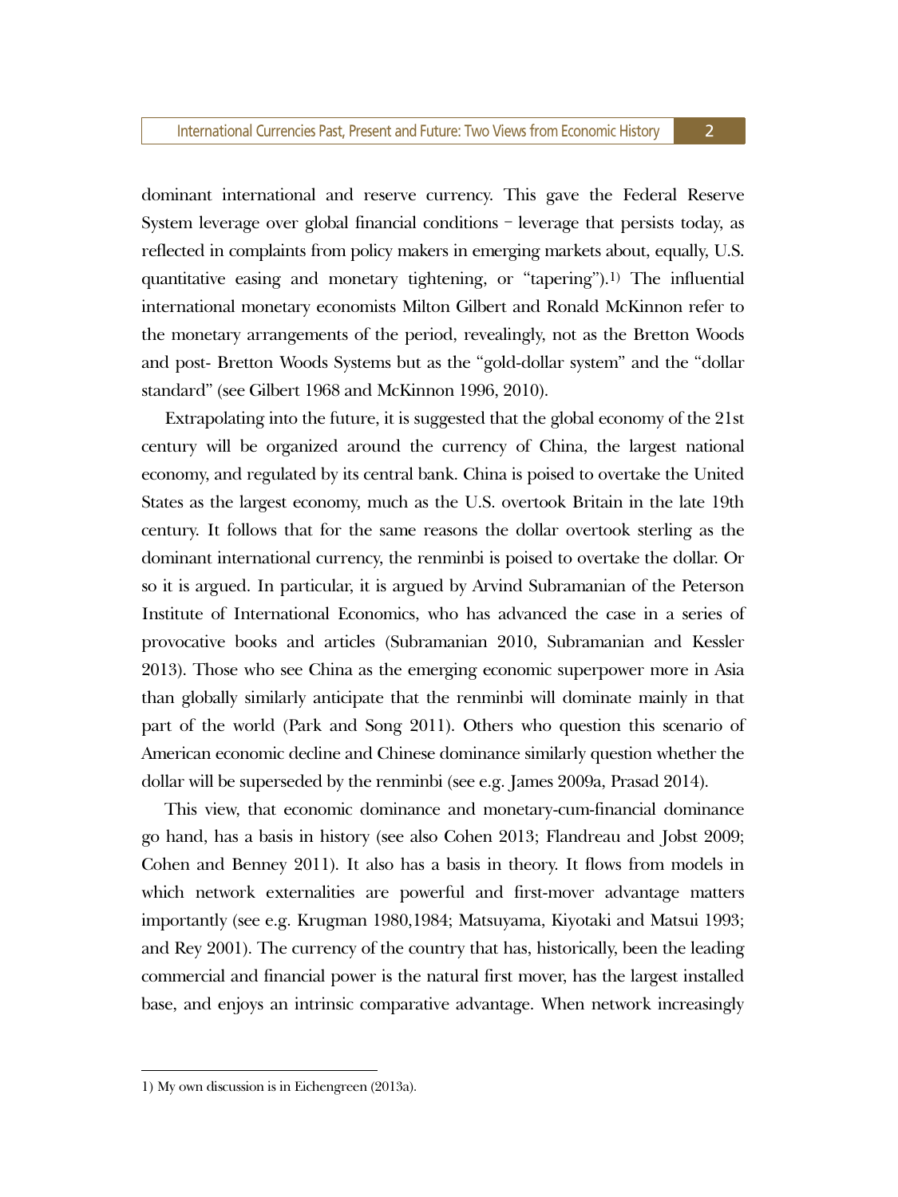dominant international and reserve currency. This gave the Federal Reserve System leverage over global financial conditions – leverage that persists today, as reflected in complaints from policy makers in emerging markets about, equally, U.S. quantitative easing and monetary tightening, or "tapering").[1] The influential international monetary economists Milton Gilbert and Ronald McKinnon refer to the monetary arrangements of the period, revealingly, not as the Bretton Woods and post- Bretton Woods Systems but as the "gold-dollar system" and the "dollar standard" (see Gilbert 1968 and McKinnon 1996, 2010).

Extrapolating into the future, it is suggested that the global economy of the 21st century will be organized around the currency of China, the largest national economy, and regulated by its central bank. China is poised to overtake the United States as the largest economy, much as the U.S. overtook Britain in the late 19th century. It follows that for the same reasons the dollar overtook sterling as the dominant international currency, the renminbi is poised to overtake the dollar. Or so it is argued. In particular, it is argued by Arvind Subramanian of the Peterson Institute of International Economics, who has advanced the case in a series of provocative books and articles (Subramanian 2010, Subramanian and Kessler 2013). Those who see China as the emerging economic superpower more in Asia than globally similarly anticipate that the renminbi will dominate mainly in that part of the world (Park and Song 2011). Others who question this scenario of American economic decline and Chinese dominance similarly question whether the dollar will be superseded by the renminbi (see e.g. James 2009a, Prasad 2014).

This view, that economic dominance and monetary-cum-financial dominance go hand, has a basis in history (see also Cohen 2013; Flandreau and Jobst 2009; Cohen and Benney 2011). It also has a basis in theory. It flows from models in which network externalities are powerful and first-mover advantage matters importantly (see e.g. Krugman 1980,1984; Matsuyama, Kiyotaki and Matsui 1993; and Rey 2001). The currency of the country that has, historically, been the leading commercial and financial power is the natural first mover, has the largest installed base, and enjoys an intrinsic comparative advantage. When network increasingly

1) My own discussion is in Eichengreen (2013a).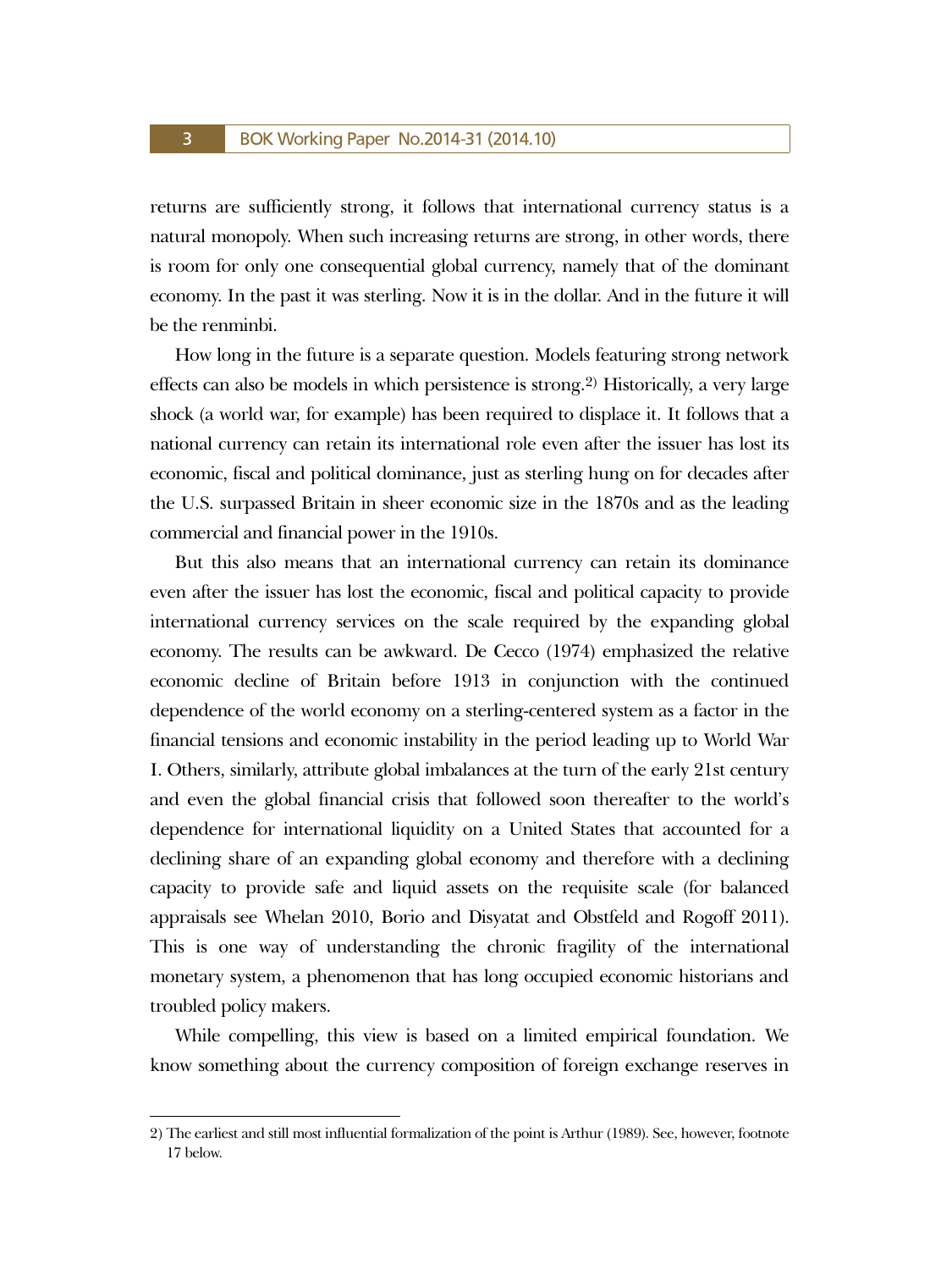returns are sufficiently strong, it follows that international currency status is a natural monopoly. When such increasing returns are strong, in other words, there is room for only one consequential global currency, namely that of the dominant economy. In the past it was sterling. Now it is in the dollar. And in the future it will be the renminbi.

How long in the future is a separate question. Models featuring strong network effects can also be models in which persistence is strong.[2] Historically, a very large shock (a world war, for example) has been required to displace it. It follows that a national currency can retain its international role even after the issuer has lost its economic, fiscal and political dominance, just as sterling hung on for decades after the U.S. surpassed Britain in sheer economic size in the 1870s and as the leading commercial and financial power in the 1910s.

But this also means that an international currency can retain its dominance even after the issuer has lost the economic, fiscal and political capacity to provide international currency services on the scale required by the expanding global economy. The results can be awkward. De Cecco (1974) emphasized the relative economic decline of Britain before 1913 in conjunction with the continued dependence of the world economy on a sterling-centered system as a factor in the financial tensions and economic instability in the period leading up to World War I. Others, similarly, attribute global imbalances at the turn of the early 21st century and even the global financial crisis that followed soon thereafter to the world's dependence for international liquidity on a United States that accounted for a declining share of an expanding global economy and therefore with a declining capacity to provide safe and liquid assets on the requisite scale (for balanced appraisals see Whelan 2010, Borio and Disyatat and Obstfeld and Rogoff 2011). This is one way of understanding the chronic fragility of the international monetary system, a phenomenon that has long occupied economic historians and troubled policy makers.

While compelling, this view is based on a limited empirical foundation. We know something about the currency composition of foreign exchange reserves in

---

2) The earliest and still most influential formalization of the point is Arthur (1989). See, however, footnote 17 below.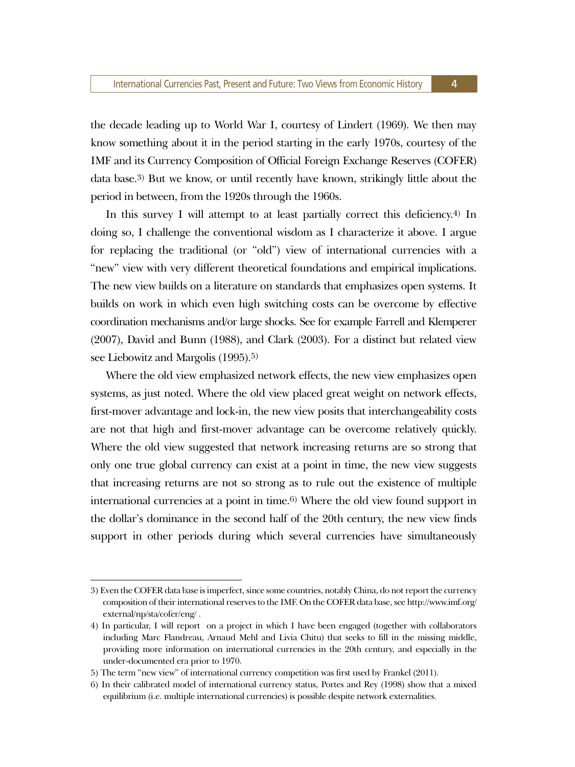the decade leading up to World War I, courtesy of Lindert (1969). We then may know something about it in the period starting in the early 1970s, courtesy of the IMF and its Currency Composition of Official Foreign Exchange Reserves (COFER) data base.[3] But we know, or until recently have known, strikingly little about the period in between, from the 1920s through the 1960s.

In this survey I will attempt to at least partially correct this deficiency.[4] In doing so, I challenge the conventional wisdom as I characterize it above. I argue for replacing the traditional (or "old") view of international currencies with a "new" view with very different theoretical foundations and empirical implications. The new view builds on a literature on standards that emphasizes open systems. It builds on work in which even high switching costs can be overcome by effective coordination mechanisms and/or large shocks. See for example Farrell and Klemperer (2007), David and Bunn (1988), and Clark (2003). For a distinct but related view see Liebowitz and Margolis (1995).[5]

Where the old view emphasized network effects, the new view emphasizes open systems, as just noted. Where the old view placed great weight on network effects, first-mover advantage and lock-in, the new view posits that interchangeability costs are not that high and first-mover advantage can be overcome relatively quickly. Where the old view suggested that network increasing returns are so strong that only one true global currency can exist at a point in time, the new view suggests that increasing returns are not so strong as to rule out the existence of multiple international currencies at a point in time.[6] Where the old view found support in the dollar's dominance in the second half of the 20th century, the new view finds support in other periods during which several currencies have simultaneously

---

3) Even the COFER data base is imperfect, since some countries, notably China, do not report the currency composition of their international reserves to the IMF. On the COFER data base, see http://www.imf.org/external/np/sta/cofer/eng/ .

4) In particular, I will report on a project in which I have been engaged (together with collaborators including Marc Flandreau, Arnaud Mehl and Livia Chitu) that seeks to fill in the missing middle, providing more information on international currencies in the 20th century, and especially in the under-documented era prior to 1970.

5) The term "new view" of international currency competition was first used by Frankel (2011).

6) In their calibrated model of international currency status, Portes and Rey (1998) show that a mixed equilibrium (i.e. multiple international currencies) is possible despite network externalities.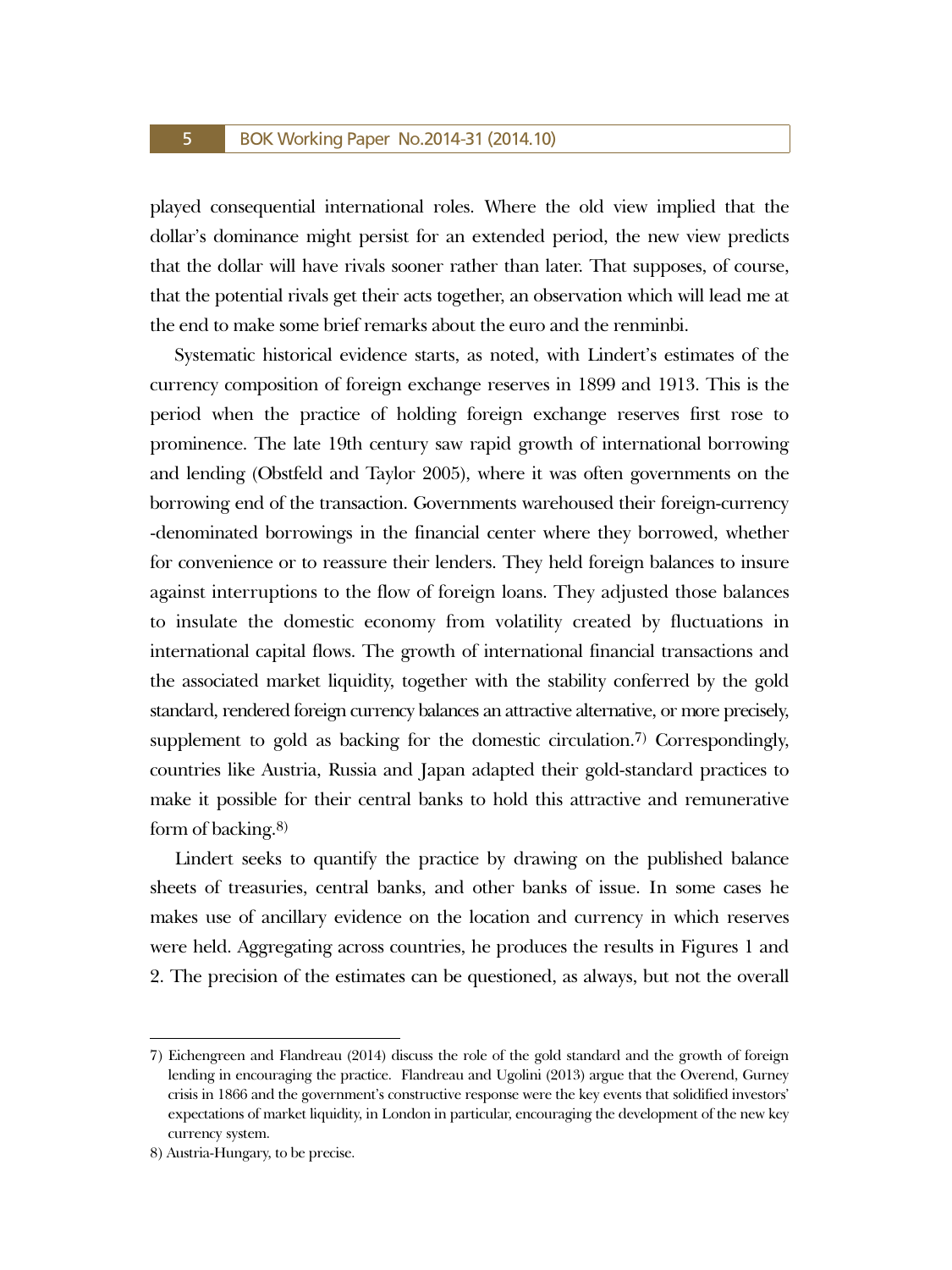played consequential international roles. Where the old view implied that the dollar's dominance might persist for an extended period, the new view predicts that the dollar will have rivals sooner rather than later. That supposes, of course, that the potential rivals get their acts together, an observation which will lead me at the end to make some brief remarks about the euro and the renminbi.

Systematic historical evidence starts, as noted, with Lindert's estimates of the currency composition of foreign exchange reserves in 1899 and 1913. This is the period when the practice of holding foreign exchange reserves first rose to prominence. The late 19th century saw rapid growth of international borrowing and lending (Obstfeld and Taylor 2005), where it was often governments on the borrowing end of the transaction. Governments warehoused their foreign-currency-denominated borrowings in the financial center where they borrowed, whether for convenience or to reassure their lenders. They held foreign balances to insure against interruptions to the flow of foreign loans. They adjusted those balances to insulate the domestic economy from volatility created by fluctuations in international capital flows. The growth of international financial transactions and the associated market liquidity, together with the stability conferred by the gold standard, rendered foreign currency balances an attractive alternative, or more precisely, supplement to gold as backing for the domestic circulation.[7] Correspondingly, countries like Austria, Russia and Japan adapted their gold-standard practices to make it possible for their central banks to hold this attractive and remunerative form of backing.[8]

Lindert seeks to quantify the practice by drawing on the published balance sheets of treasuries, central banks, and other banks of issue. In some cases he makes use of ancillary evidence on the location and currency in which reserves were held. Aggregating across countries, he produces the results in Figures 1 and 2. The precision of the estimates can be questioned, as always, but not the overall

7) Eichengreen and Flandreau (2014) discuss the role of the gold standard and the growth of foreign lending in encouraging the practice. Flandreau and Ugolini (2013) argue that the Overend, Gurney crisis in 1866 and the government's constructive response were the key events that solidified investors' expectations of market liquidity, in London in particular, encouraging the development of the new key currency system.

8) Austria-Hungary, to be precise.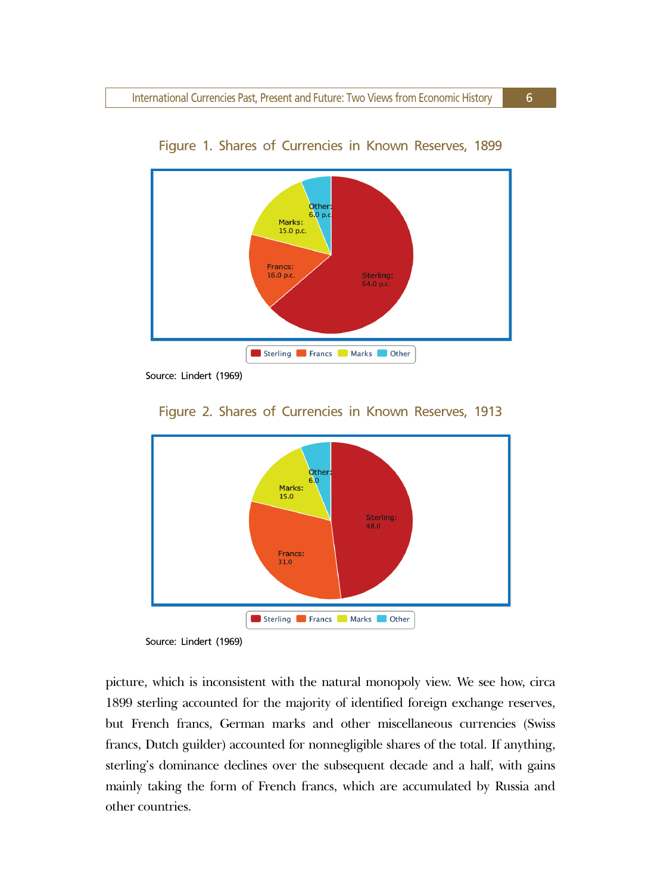Figure 1. Shares of Currencies in Known Reserves, 1899

Source: Lindert (1969)

Figure 2. Shares of Currencies in Known Reserves, 1913

Source: Lindert (1969)

picture, which is inconsistent with the natural monopoly view. We see how, circa 1899 sterling accounted for the majority of identified foreign exchange reserves, but French francs, German marks and other miscellaneous currencies (Swiss francs, Dutch guilder) accounted for nonnegligible shares of the total. If anything, sterling's dominance declines over the subsequent decade and a half, with gains mainly taking the form of French francs, which are accumulated by Russia and other countries.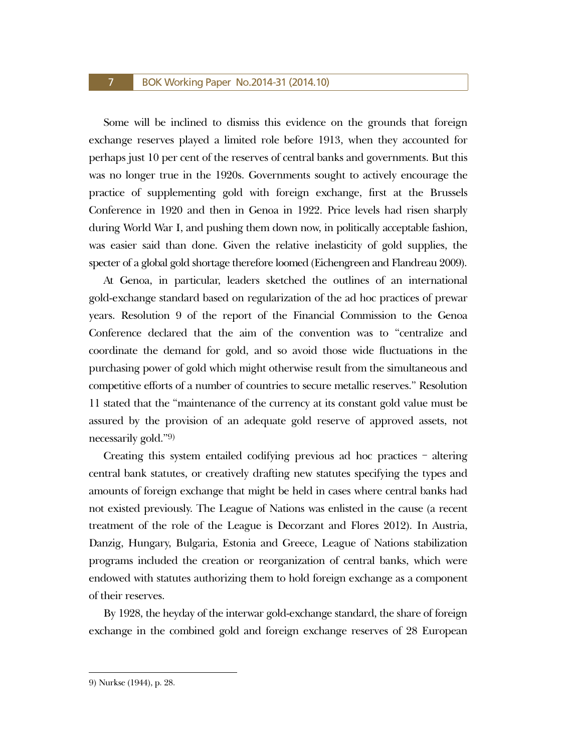Some will be inclined to dismiss this evidence on the grounds that foreign exchange reserves played a limited role before 1913, when they accounted for perhaps just 10 per cent of the reserves of central banks and governments. But this was no longer true in the 1920s. Governments sought to actively encourage the practice of supplementing gold with foreign exchange, first at the Brussels Conference in 1920 and then in Genoa in 1922. Price levels had risen sharply during World War I, and pushing them down now, in politically acceptable fashion, was easier said than done. Given the relative inelasticity of gold supplies, the specter of a global gold shortage therefore loomed (Eichengreen and Flandreau 2009).

At Genoa, in particular, leaders sketched the outlines of an international gold-exchange standard based on regularization of the ad hoc practices of prewar years. Resolution 9 of the report of the Financial Commission to the Genoa Conference declared that the aim of the convention was to "centralize and coordinate the demand for gold, and so avoid those wide fluctuations in the purchasing power of gold which might otherwise result from the simultaneous and competitive efforts of a number of countries to secure metallic reserves." Resolution 11 stated that the "maintenance of the currency at its constant gold value must be assured by the provision of an adequate gold reserve of approved assets, not necessarily gold."[9]

Creating this system entailed codifying previous ad hoc practices – altering central bank statutes, or creatively drafting new statutes specifying the types and amounts of foreign exchange that might be held in cases where central banks had not existed previously. The League of Nations was enlisted in the cause (a recent treatment of the role of the League is Decorzant and Flores 2012). In Austria, Danzig, Hungary, Bulgaria, Estonia and Greece, League of Nations stabilization programs included the creation or reorganization of central banks, which were endowed with statutes authorizing them to hold foreign exchange as a component of their reserves.

By 1928, the heyday of the interwar gold-exchange standard, the share of foreign exchange in the combined gold and foreign exchange reserves of 28 European

---

9) Nurkse (1944), p. 28.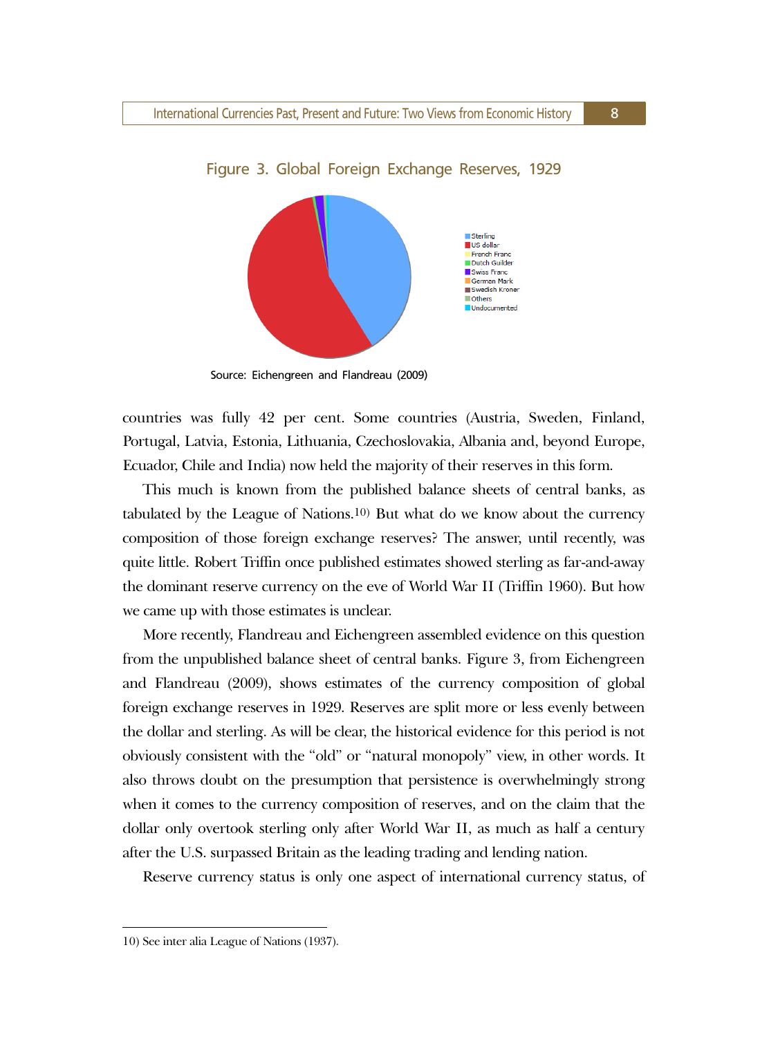Figure 3. Global Foreign Exchange Reserves, 1929

Source: Eichengreen and Flandreau (2009)

countries was fully 42 per cent. Some countries (Austria, Sweden, Finland, Portugal, Latvia, Estonia, Lithuania, Czechoslovakia, Albania and, beyond Europe, Ecuador, Chile and India) now held the majority of their reserves in this form.

This much is known from the published balance sheets of central banks, as tabulated by the League of Nations.[10] But what do we know about the currency composition of those foreign exchange reserves? The answer, until recently, was quite little. Robert Triffin once published estimates showed sterling as far-and-away the dominant reserve currency on the eve of World War II (Triffin 1960). But how we came up with those estimates is unclear.

More recently, Flandreau and Eichengreen assembled evidence on this question from the unpublished balance sheet of central banks. Figure 3, from Eichengreen and Flandreau (2009), shows estimates of the currency composition of global foreign exchange reserves in 1929. Reserves are split more or less evenly between the dollar and sterling. As will be clear, the historical evidence for this period is not obviously consistent with the "old" or "natural monopoly" view, in other words. It also throws doubt on the presumption that persistence is overwhelmingly strong when it comes to the currency composition of reserves, and on the claim that the dollar only overtook sterling only after World War II, as much as half a century after the U.S. surpassed Britain as the leading trading and lending nation.

Reserve currency status is only one aspect of international currency status, of

10) See inter alia League of Nations (1937).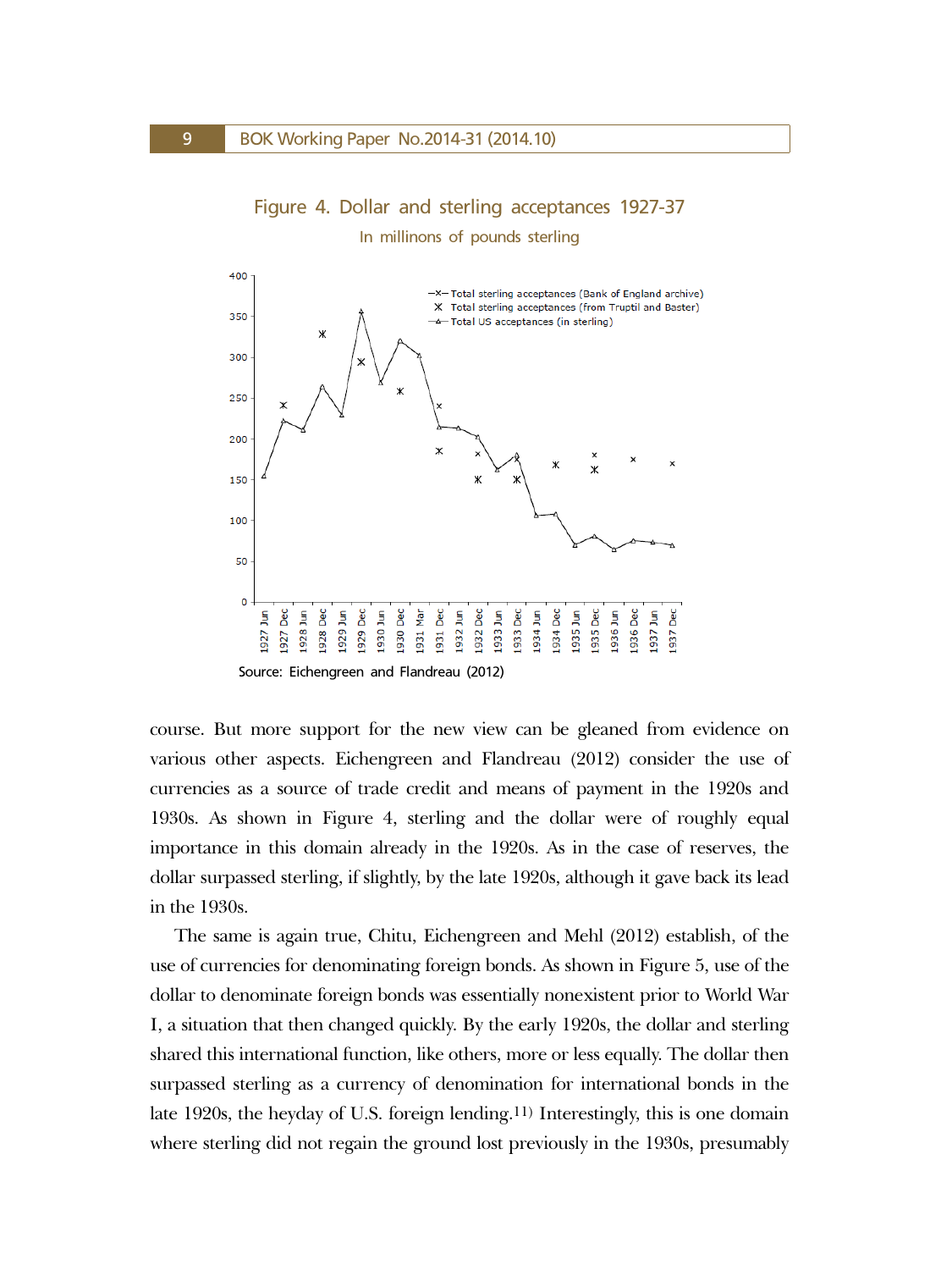Figure 4. Dollar and sterling acceptances 1927-37

In millinons of pounds sterling

Source: Eichengreen and Flandreau (2012)

course. But more support for the new view can be gleaned from evidence on various other aspects. Eichengreen and Flandreau (2012) consider the use of currencies as a source of trade credit and means of payment in the 1920s and 1930s. As shown in Figure 4, sterling and the dollar were of roughly equal importance in this domain already in the 1920s. As in the case of reserves, the dollar surpassed sterling, if slightly, by the late 1920s, although it gave back its lead in the 1930s.

The same is again true, Chitu, Eichengreen and Mehl (2012) establish, of the use of currencies for denominating foreign bonds. As shown in Figure 5, use of the dollar to denominate foreign bonds was essentially nonexistent prior to World War I, a situation that then changed quickly. By the early 1920s, the dollar and sterling shared this international function, like others, more or less equally. The dollar then surpassed sterling as a currency of denomination for international bonds in the late 1920s, the heyday of U.S. foreign lending.[11] Interestingly, this is one domain where sterling did not regain the ground lost previously in the 1930s, presumably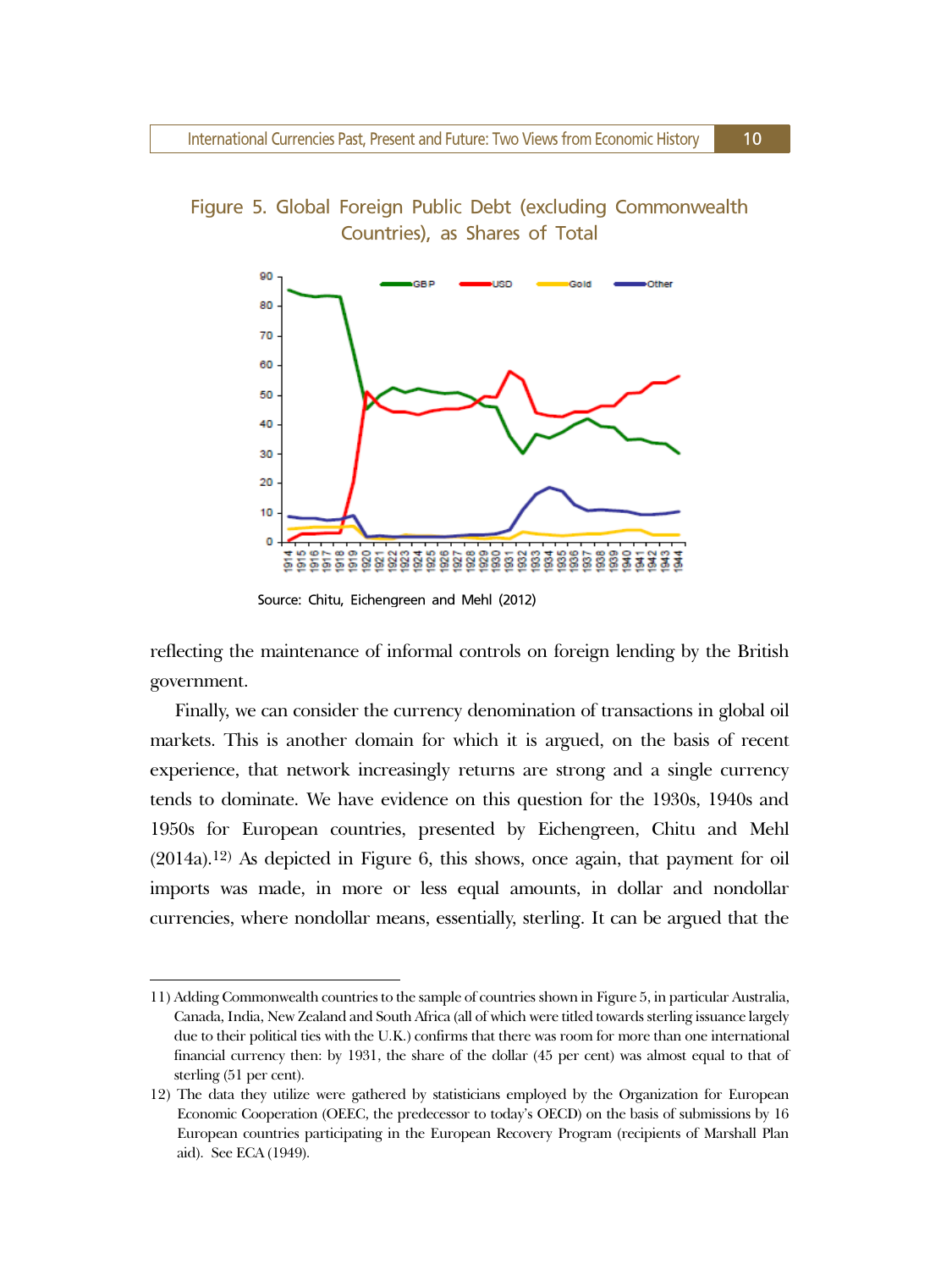Figure 5. Global Foreign Public Debt (excluding Commonwealth Countries), as Shares of Total

Source: Chitu, Eichengreen and Mehl (2012)

reflecting the maintenance of informal controls on foreign lending by the British government.

Finally, we can consider the currency denomination of transactions in global oil markets. This is another domain for which it is argued, on the basis of recent experience, that network increasingly returns are strong and a single currency tends to dominate. We have evidence on this question for the 1930s, 1940s and 1950s for European countries, presented by Eichengreen, Chitu and Mehl (2014a).[12] As depicted in Figure 6, this shows, once again, that payment for oil imports was made, in more or less equal amounts, in dollar and nondollar currencies, where nondollar means, essentially, sterling. It can be argued that the

---

11) Adding Commonwealth countries to the sample of countries shown in Figure 5, in particular Australia, Canada, India, New Zealand and South Africa (all of which were titled towards sterling issuance largely due to their political ties with the U.K.) confirms that there was room for more than one international financial currency then: by 1931, the share of the dollar (45 per cent) was almost equal to that of sterling (51 per cent).

12) The data they utilize were gathered by statisticians employed by the Organization for European Economic Cooperation (OEEC, the predecessor to today's OECD) on the basis of submissions by 16 European countries participating in the European Recovery Program (recipients of Marshall Plan aid). See ECA (1949).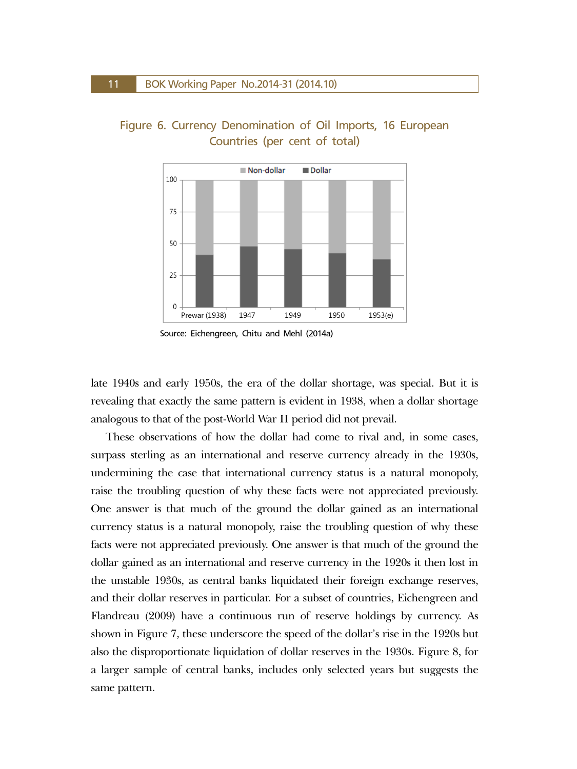Figure 6. Currency Denomination of Oil Imports, 16 European Countries (per cent of total)

Source: Eichengreen, Chitu and Mehl (2014a)

late 1940s and early 1950s, the era of the dollar shortage, was special. But it is revealing that exactly the same pattern is evident in 1938, when a dollar shortage analogous to that of the post-World War II period did not prevail.

These observations of how the dollar had come to rival and, in some cases, surpass sterling as an international and reserve currency already in the 1930s, undermining the case that international currency status is a natural monopoly, raise the troubling question of why these facts were not appreciated previously. One answer is that much of the ground the dollar gained as an international currency status is a natural monopoly, raise the troubling question of why these facts were not appreciated previously. One answer is that much of the ground the dollar gained as an international and reserve currency in the 1920s it then lost in the unstable 1930s, as central banks liquidated their foreign exchange reserves, and their dollar reserves in particular. For a subset of countries, Eichengreen and Flandreau (2009) have a continuous run of reserve holdings by currency. As shown in Figure 7, these underscore the speed of the dollar's rise in the 1920s but also the disproportionate liquidation of dollar reserves in the 1930s. Figure 8, for a larger sample of central banks, includes only selected years but suggests the same pattern.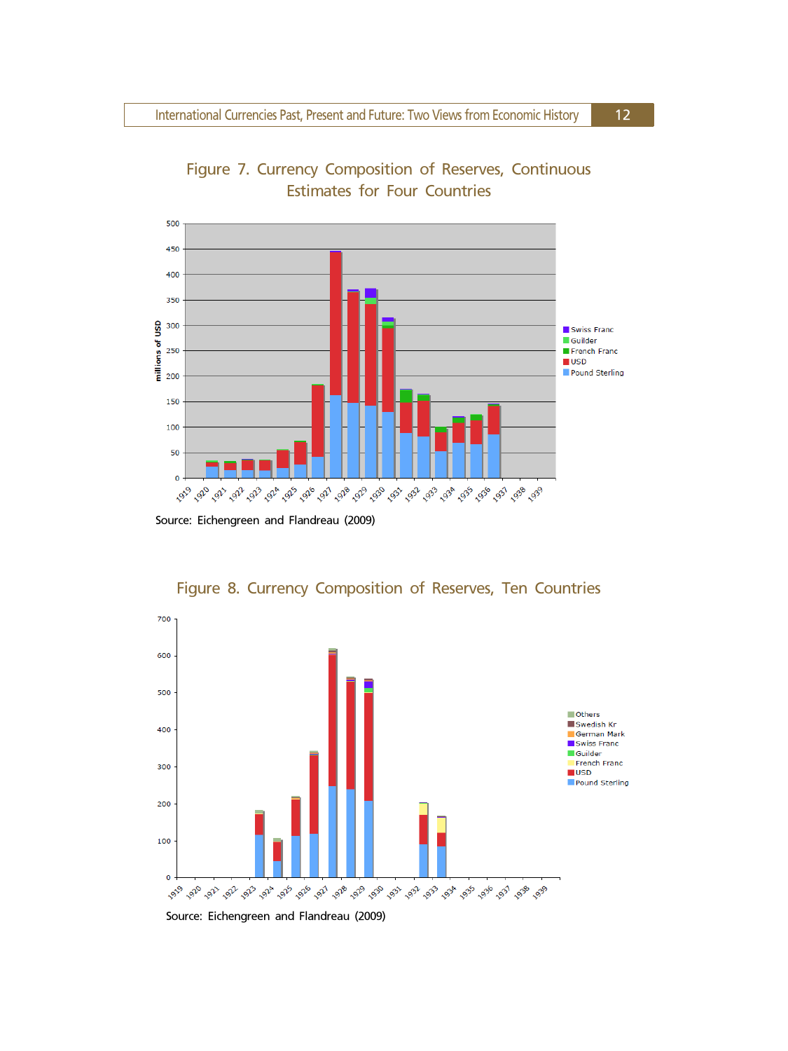Figure 7. Currency Composition of Reserves, Continuous Estimates for Four Countries

Source: Eichengreen and Flandreau (2009)

Figure 8. Currency Composition of Reserves, Ten Countries

Source: Eichengreen and Flandreau (2009)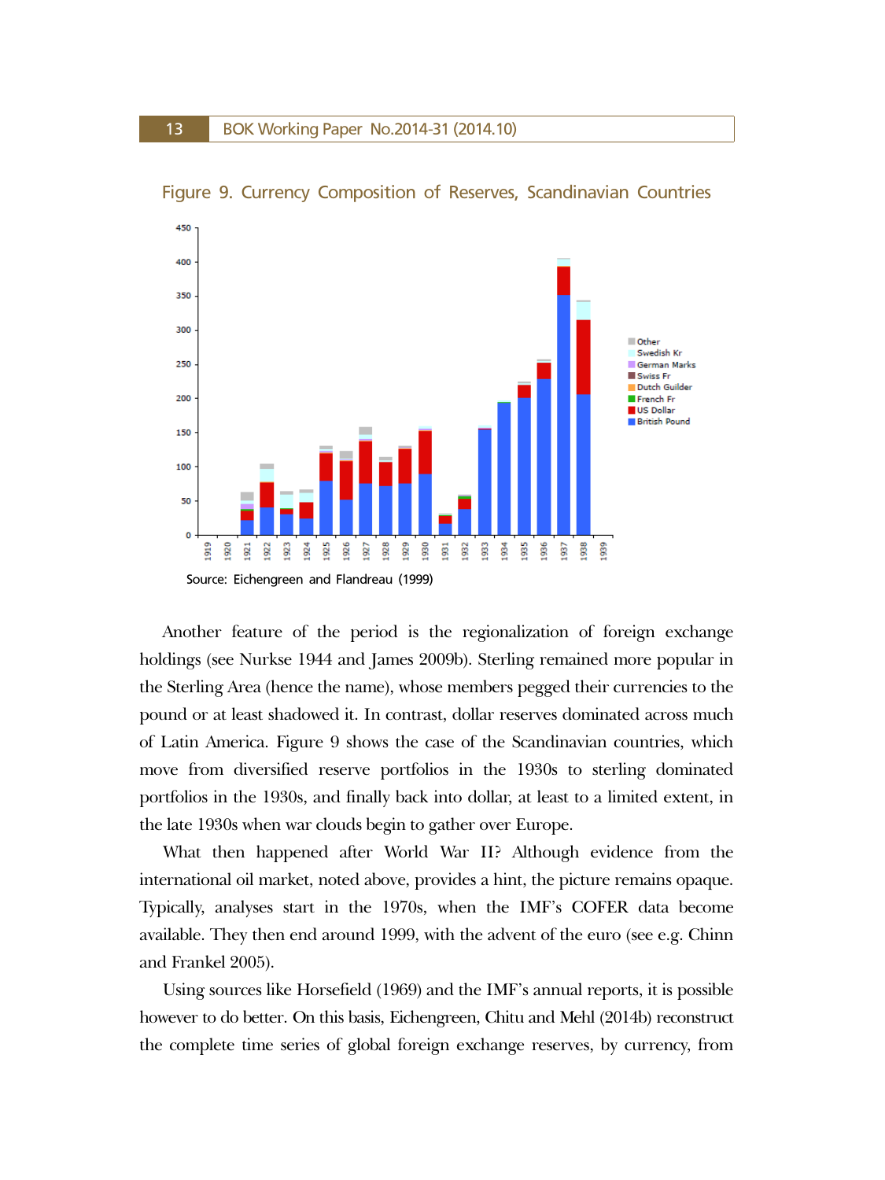Figure 9. Currency Composition of Reserves, Scandinavian Countries

Source: Eichengreen and Flandreau (1999)

Another feature of the period is the regionalization of foreign exchange holdings (see Nurkse 1944 and James 2009b). Sterling remained more popular in the Sterling Area (hence the name), whose members pegged their currencies to the pound or at least shadowed it. In contrast, dollar reserves dominated across much of Latin America. Figure 9 shows the case of the Scandinavian countries, which move from diversified reserve portfolios in the 1930s to sterling dominated portfolios in the 1930s, and finally back into dollar, at least to a limited extent, in the late 1930s when war clouds begin to gather over Europe.

What then happened after World War II? Although evidence from the international oil market, noted above, provides a hint, the picture remains opaque. Typically, analyses start in the 1970s, when the IMF's COFER data become available. They then end around 1999, with the advent of the euro (see e.g. Chinn and Frankel 2005).

Using sources like Horsefield (1969) and the IMF's annual reports, it is possible however to do better. On this basis, Eichengreen, Chitu and Mehl (2014b) reconstruct the complete time series of global foreign exchange reserves, by currency, from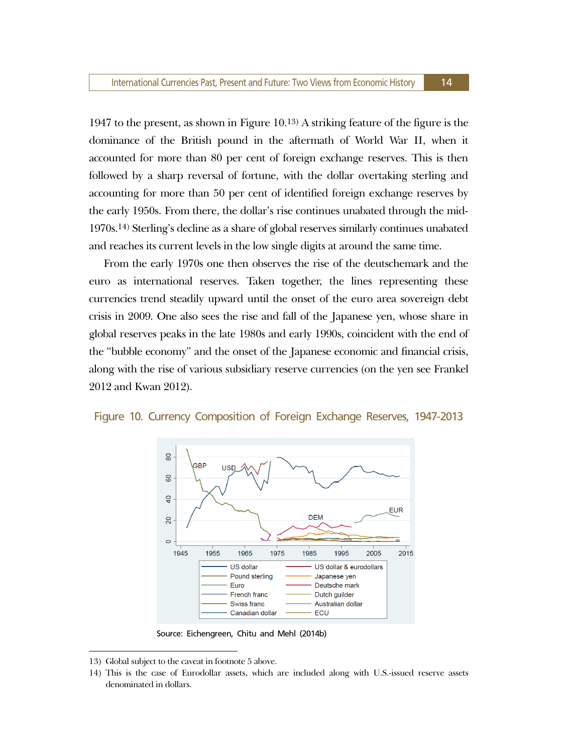1947 to the present, as shown in Figure 10.[13] A striking feature of the figure is the dominance of the British pound in the aftermath of World War II, when it accounted for more than 80 per cent of foreign exchange reserves. This is then followed by a sharp reversal of fortune, with the dollar overtaking sterling and accounting for more than 50 per cent of identified foreign exchange reserves by the early 1950s. From there, the dollar's rise continues unabated through the mid-1970s.[14] Sterling's decline as a share of global reserves similarly continues unabated and reaches its current levels in the low single digits at around the same time.

From the early 1970s one then observes the rise of the deutschemark and the euro as international reserves. Taken together, the lines representing these currencies trend steadily upward until the onset of the euro area sovereign debt crisis in 2009. One also sees the rise and fall of the Japanese yen, whose share in global reserves peaks in the late 1980s and early 1990s, coincident with the end of the "bubble economy" and the onset of the Japanese economic and financial crisis, along with the rise of various subsidiary reserve currencies (on the yen see Frankel 2012 and Kwan 2012).

Figure 10. Currency Composition of Foreign Exchange Reserves, 1947-2013

Source: Eichengreen, Chitu and Mehl (2014b)

13) Global subject to the caveat in footnote 5 above.

14) This is the case of Eurodollar assets, which are included along with U.S.-issued reserve assets denominated in dollars.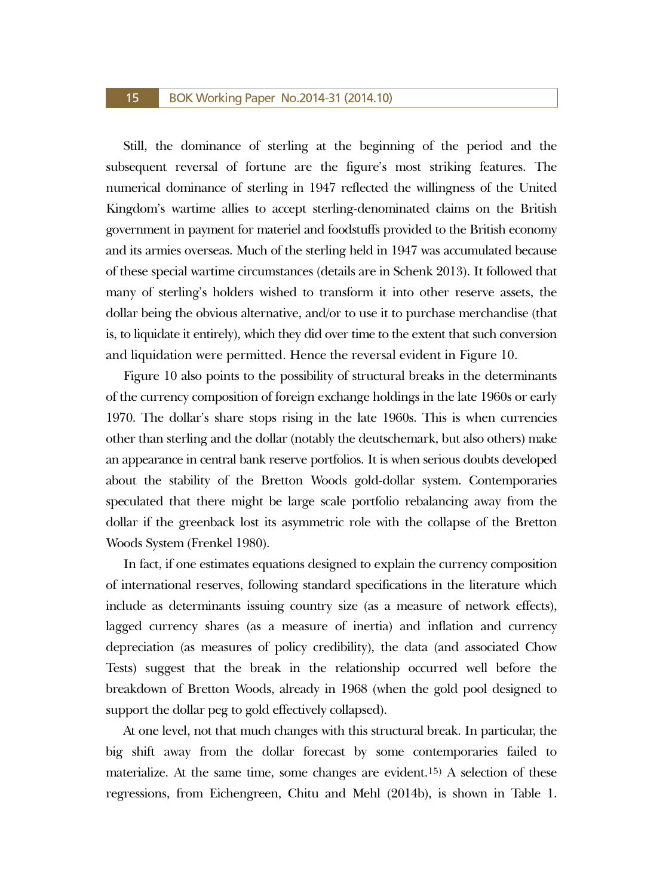Still, the dominance of sterling at the beginning of the period and the subsequent reversal of fortune are the figure's most striking features. The numerical dominance of sterling in 1947 reflected the willingness of the United Kingdom's wartime allies to accept sterling-denominated claims on the British government in payment for materiel and foodstuffs provided to the British economy and its armies overseas. Much of the sterling held in 1947 was accumulated because of these special wartime circumstances (details are in Schenk 2013). It followed that many of sterling's holders wished to transform it into other reserve assets, the dollar being the obvious alternative, and/or to use it to purchase merchandise (that is, to liquidate it entirely), which they did over time to the extent that such conversion and liquidation were permitted. Hence the reversal evident in Figure 10.

Figure 10 also points to the possibility of structural breaks in the determinants of the currency composition of foreign exchange holdings in the late 1960s or early 1970. The dollar's share stops rising in the late 1960s. This is when currencies other than sterling and the dollar (notably the deutschemark, but also others) make an appearance in central bank reserve portfolios. It is when serious doubts developed about the stability of the Bretton Woods gold-dollar system. Contemporaries speculated that there might be large scale portfolio rebalancing away from the dollar if the greenback lost its asymmetric role with the collapse of the Bretton Woods System (Frenkel 1980).

In fact, if one estimates equations designed to explain the currency composition of international reserves, following standard specifications in the literature which include as determinants issuing country size (as a measure of network effects), lagged currency shares (as a measure of inertia) and inflation and currency depreciation (as measures of policy credibility), the data (and associated Chow Tests) suggest that the break in the relationship occurred well before the breakdown of Bretton Woods, already in 1968 (when the gold pool designed to support the dollar peg to gold effectively collapsed).

At one level, not that much changes with this structural break. In particular, the big shift away from the dollar forecast by some contemporaries failed to materialize. At the same time, some changes are evident.[15] A selection of these regressions, from Eichengreen, Chitu and Mehl (2014b), is shown in Table 1.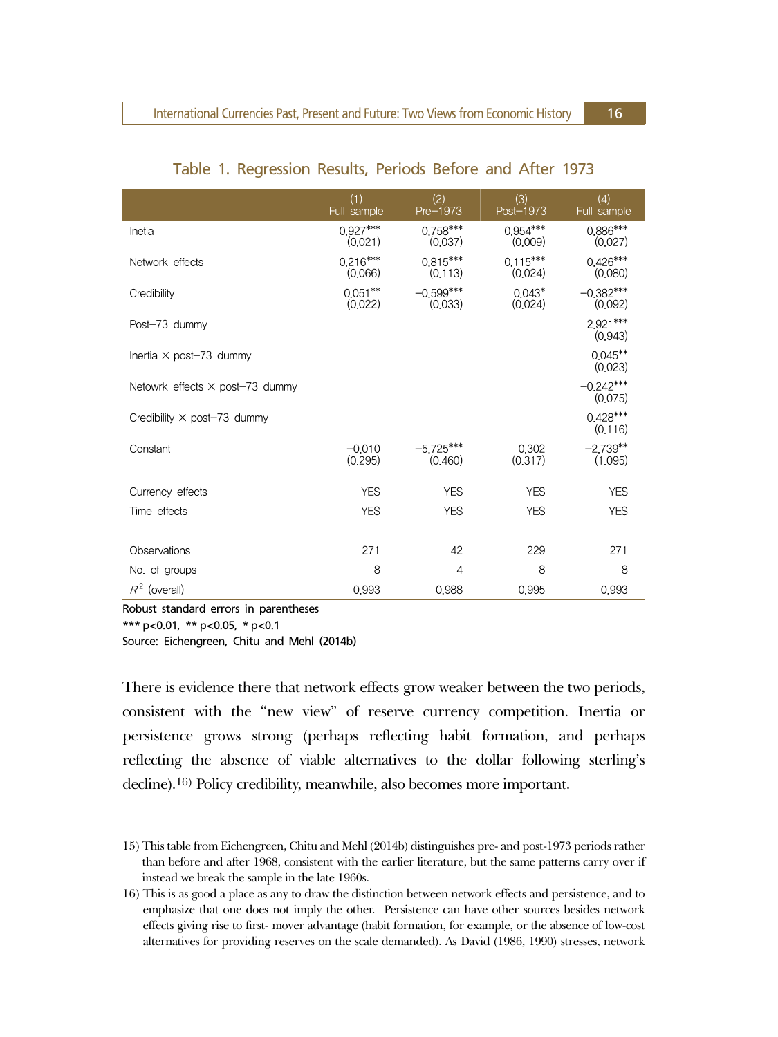## Table 1. Regression Results, Periods Before and After 1973

| | (1) Full sample | (2) Pre–1973 | (3) Post–1973 | (4) Full sample |
|---|---|---|---|---|
| Inetia | 0.927*** | 0.758*** | 0.954*** | 0.886*** |
| | (0.021) | (0.037) | (0.009) | (0.027) |
| Network effects | 0.216*** | 0.815*** | 0.115*** | 0.426*** |
| | (0.066) | (0.113) | (0.024) | (0.080) |
| Credibility | 0.051** | −0.599*** | 0.043* | −0.382*** |
| | (0.022) | (0.033) | (0.024) | (0.092) |
| Post–73 dummy | | | | 2.921*** |
| | | | | (0.943) |
| Inertia × post–73 dummy | | | | 0.045** |
| | | | | (0.023) |
| Netowrk effects × post–73 dummy | | | | −0.242*** |
| | | | | (0.075) |
| Credibility × post–73 dummy | | | | 0.428*** |
| | | | | (0.116) |
| Constant | −0.010 | −5.725*** | 0.302 | −2.739** |
| | (0.295) | (0.460) | (0.317) | (1.095) |
| Currency effects | YES | YES | YES | YES |
| Time effects | YES | YES | YES | YES |
| Observations | 271 | 42 | 229 | 271 |
| No. of groups | 8 | 4 | 8 | 8 |
| $R^2$ (overall) | 0.993 | 0.988 | 0.995 | 0.993 |

Robust standard errors in parentheses

*** p<0.01, ** p<0.05, * p<0.1

Source: Eichengreen, Chitu and Mehl (2014b)

There is evidence there that network effects grow weaker between the two periods, consistent with the "new view" of reserve currency competition. Inertia or persistence grows strong (perhaps reflecting habit formation, and perhaps reflecting the absence of viable alternatives to the dollar following sterling's decline).[16] Policy credibility, meanwhile, also becomes more important.

---

15) This table from Eichengreen, Chitu and Mehl (2014b) distinguishes pre- and post-1973 periods rather than before and after 1968, consistent with the earlier literature, but the same patterns carry over if instead we break the sample in the late 1960s.

16) This is as good a place as any to draw the distinction between network effects and persistence, and to emphasize that one does not imply the other. Persistence can have other sources besides network effects giving rise to first- mover advantage (habit formation, for example, or the absence of low-cost alternatives for providing reserves on the scale demanded). As David (1986, 1990) stresses, network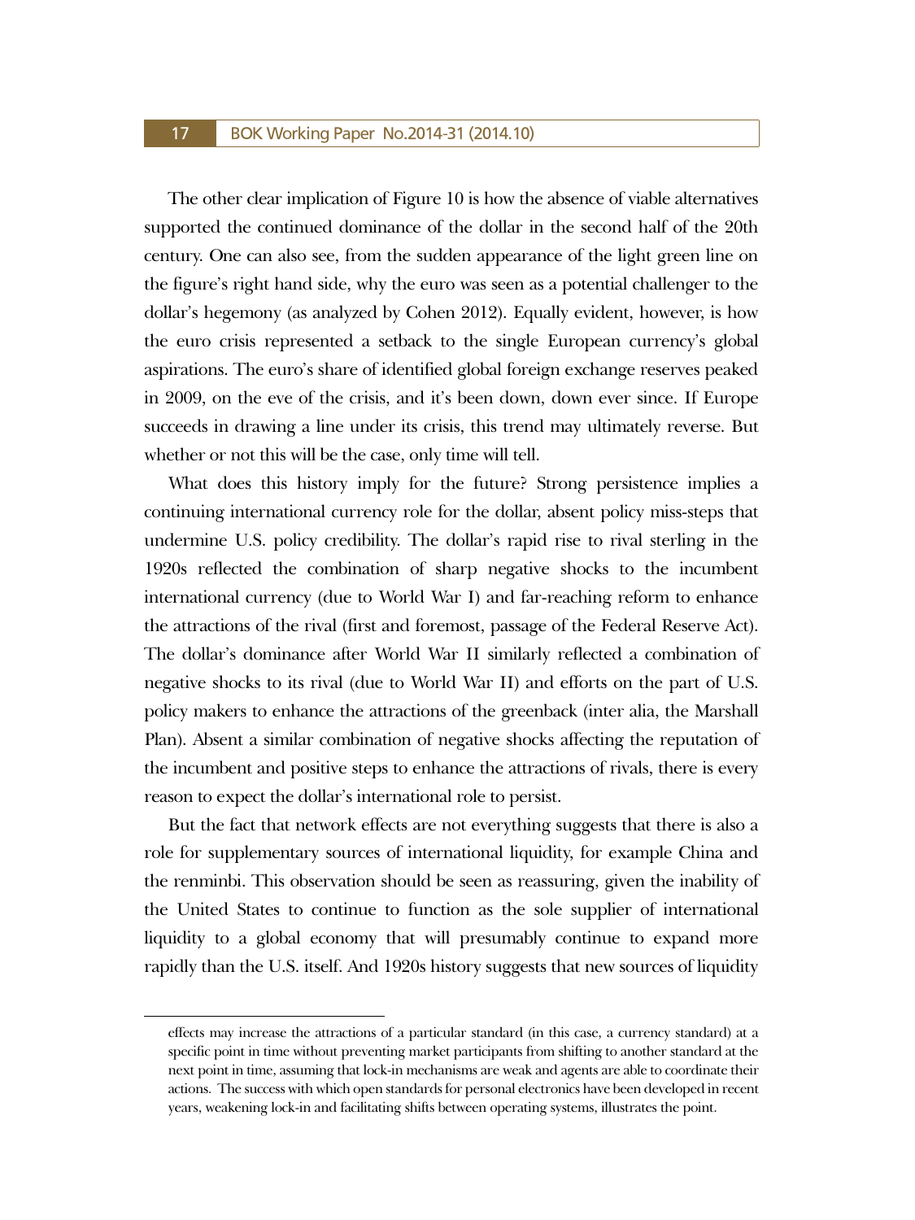The other clear implication of Figure 10 is how the absence of viable alternatives supported the continued dominance of the dollar in the second half of the 20th century. One can also see, from the sudden appearance of the light green line on the figure's right hand side, why the euro was seen as a potential challenger to the dollar's hegemony (as analyzed by Cohen 2012). Equally evident, however, is how the euro crisis represented a setback to the single European currency's global aspirations. The euro's share of identified global foreign exchange reserves peaked in 2009, on the eve of the crisis, and it's been down, down ever since. If Europe succeeds in drawing a line under its crisis, this trend may ultimately reverse. But whether or not this will be the case, only time will tell.

What does this history imply for the future? Strong persistence implies a continuing international currency role for the dollar, absent policy miss-steps that undermine U.S. policy credibility. The dollar's rapid rise to rival sterling in the 1920s reflected the combination of sharp negative shocks to the incumbent international currency (due to World War I) and far-reaching reform to enhance the attractions of the rival (first and foremost, passage of the Federal Reserve Act). The dollar's dominance after World War II similarly reflected a combination of negative shocks to its rival (due to World War II) and efforts on the part of U.S. policy makers to enhance the attractions of the greenback (inter alia, the Marshall Plan). Absent a similar combination of negative shocks affecting the reputation of the incumbent and positive steps to enhance the attractions of rivals, there is every reason to expect the dollar's international role to persist.

But the fact that network effects are not everything suggests that there is also a role for supplementary sources of international liquidity, for example China and the renminbi. This observation should be seen as reassuring, given the inability of the United States to continue to function as the sole supplier of international liquidity to a global economy that will presumably continue to expand more rapidly than the U.S. itself. And 1920s history suggests that new sources of liquidity

---

effects may increase the attractions of a particular standard (in this case, a currency standard) at a specific point in time without preventing market participants from shifting to another standard at the next point in time, assuming that lock-in mechanisms are weak and agents are able to coordinate their actions. The success with which open standards for personal electronics have been developed in recent years, weakening lock-in and facilitating shifts between operating systems, illustrates the point.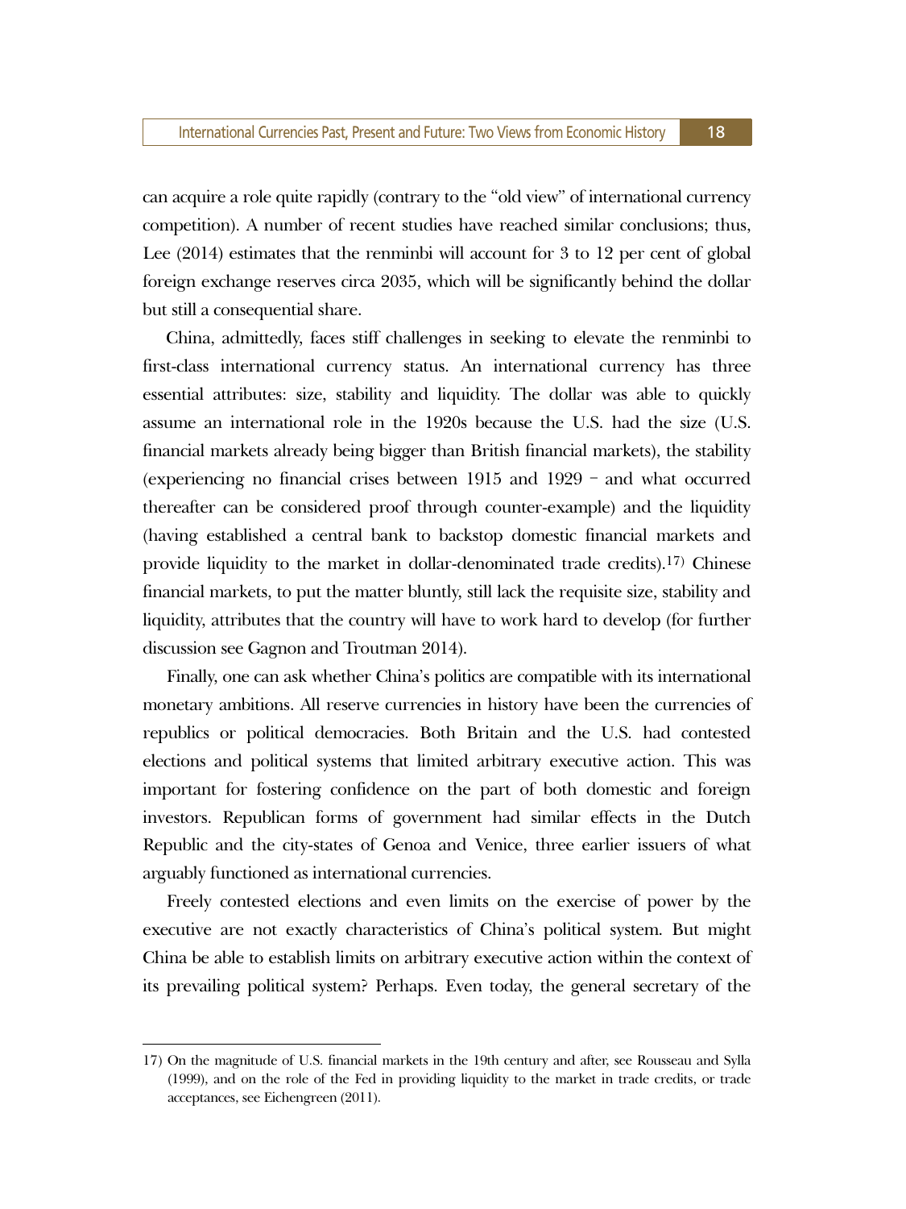can acquire a role quite rapidly (contrary to the "old view" of international currency competition). A number of recent studies have reached similar conclusions; thus, Lee (2014) estimates that the renminbi will account for 3 to 12 per cent of global foreign exchange reserves circa 2035, which will be significantly behind the dollar but still a consequential share.

China, admittedly, faces stiff challenges in seeking to elevate the renminbi to first-class international currency status. An international currency has three essential attributes: size, stability and liquidity. The dollar was able to quickly assume an international role in the 1920s because the U.S. had the size (U.S. financial markets already being bigger than British financial markets), the stability (experiencing no financial crises between 1915 and 1929 – and what occurred thereafter can be considered proof through counter-example) and the liquidity (having established a central bank to backstop domestic financial markets and provide liquidity to the market in dollar-denominated trade credits).[17] Chinese financial markets, to put the matter bluntly, still lack the requisite size, stability and liquidity, attributes that the country will have to work hard to develop (for further discussion see Gagnon and Troutman 2014).

Finally, one can ask whether China's politics are compatible with its international monetary ambitions. All reserve currencies in history have been the currencies of republics or political democracies. Both Britain and the U.S. had contested elections and political systems that limited arbitrary executive action. This was important for fostering confidence on the part of both domestic and foreign investors. Republican forms of government had similar effects in the Dutch Republic and the city-states of Genoa and Venice, three earlier issuers of what arguably functioned as international currencies.

Freely contested elections and even limits on the exercise of power by the executive are not exactly characteristics of China's political system. But might China be able to establish limits on arbitrary executive action within the context of its prevailing political system? Perhaps. Even today, the general secretary of the

---

17) On the magnitude of U.S. financial markets in the 19th century and after, see Rousseau and Sylla (1999), and on the role of the Fed in providing liquidity to the market in trade credits, or trade acceptances, see Eichengreen (2011).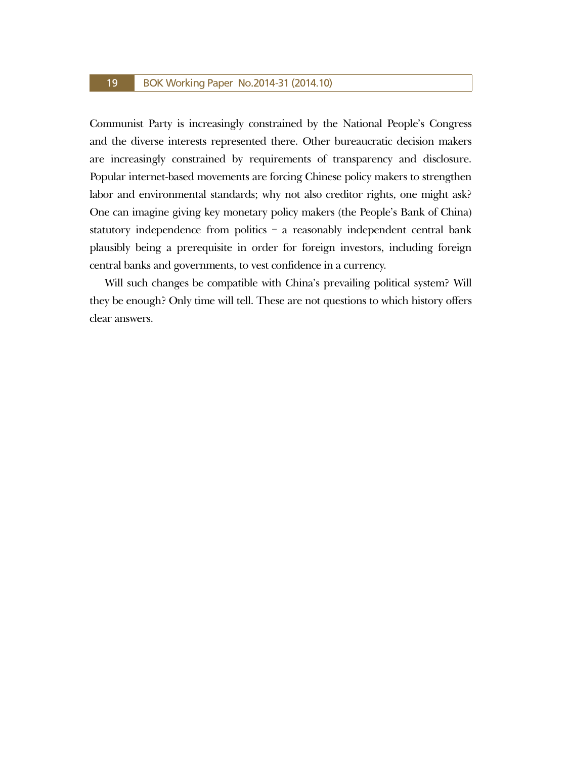Communist Party is increasingly constrained by the National People's Congress and the diverse interests represented there. Other bureaucratic decision makers are increasingly constrained by requirements of transparency and disclosure. Popular internet-based movements are forcing Chinese policy makers to strengthen labor and environmental standards; why not also creditor rights, one might ask? One can imagine giving key monetary policy makers (the People's Bank of China) statutory independence from politics – a reasonably independent central bank plausibly being a prerequisite in order for foreign investors, including foreign central banks and governments, to vest confidence in a currency.

Will such changes be compatible with China's prevailing political system? Will they be enough? Only time will tell. These are not questions to which history offers clear answers.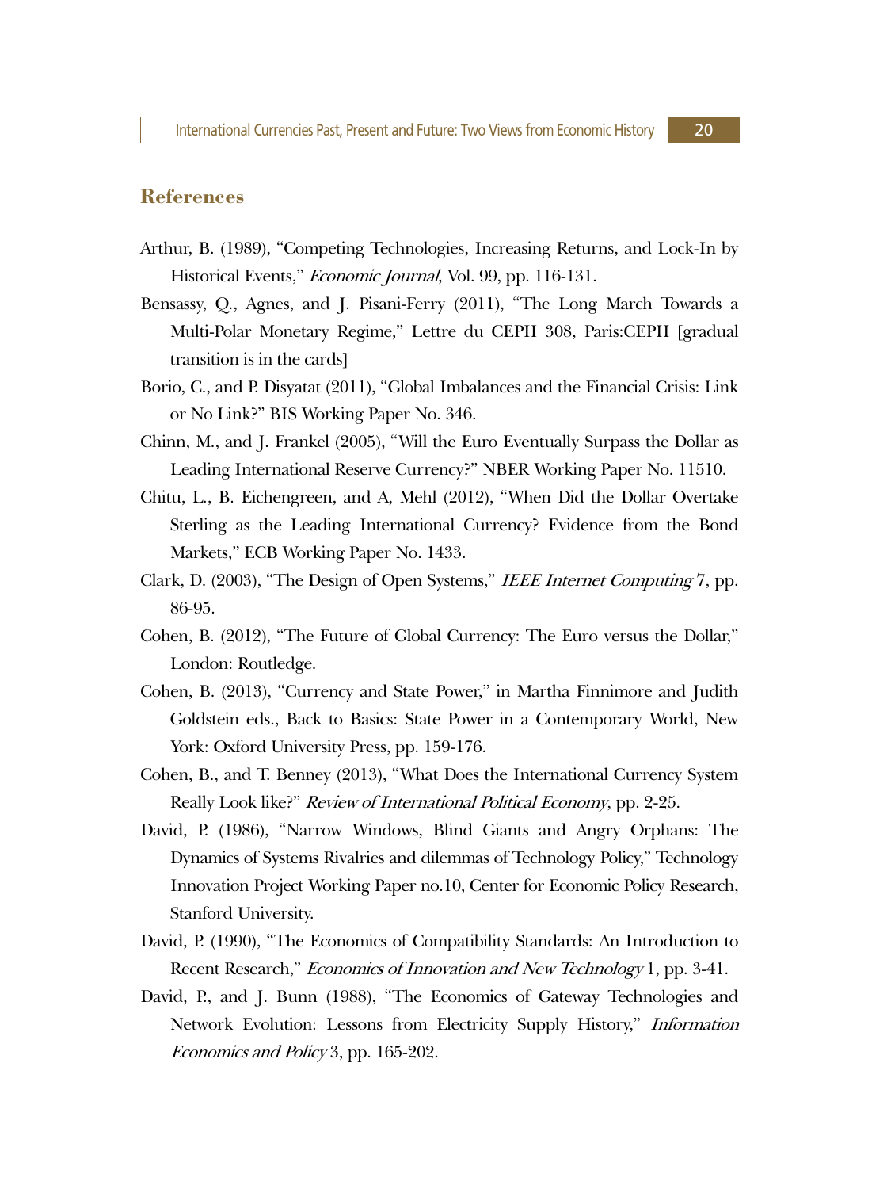## References

Arthur, B. (1989), "Competing Technologies, Increasing Returns, and Lock-In by Historical Events," *Economic Journal*, Vol. 99, pp. 116-131.

Bensassy, Q., Agnes, and J. Pisani-Ferry (2011), "The Long March Towards a Multi-Polar Monetary Regime," Lettre du CEPII 308, Paris:CEPII [gradual transition is in the cards]

Borio, C., and P. Disyatat (2011), "Global Imbalances and the Financial Crisis: Link or No Link?" BIS Working Paper No. 346.

Chinn, M., and J. Frankel (2005), "Will the Euro Eventually Surpass the Dollar as Leading International Reserve Currency?" NBER Working Paper No. 11510.

Chitu, L., B. Eichengreen, and A, Mehl (2012), "When Did the Dollar Overtake Sterling as the Leading International Currency? Evidence from the Bond Markets," ECB Working Paper No. 1433.

Clark, D. (2003), "The Design of Open Systems," *IEEE Internet Computing* 7, pp. 86-95.

Cohen, B. (2012), "The Future of Global Currency: The Euro versus the Dollar," London: Routledge.

Cohen, B. (2013), "Currency and State Power," in Martha Finnimore and Judith Goldstein eds., Back to Basics: State Power in a Contemporary World, New York: Oxford University Press, pp. 159-176.

Cohen, B., and T. Benney (2013), "What Does the International Currency System Really Look like?" *Review of International Political Economy*, pp. 2-25.

David, P. (1986), "Narrow Windows, Blind Giants and Angry Orphans: The Dynamics of Systems Rivalries and dilemmas of Technology Policy," Technology Innovation Project Working Paper no.10, Center for Economic Policy Research, Stanford University.

David, P. (1990), "The Economics of Compatibility Standards: An Introduction to Recent Research," *Economics of Innovation and New Technology* 1, pp. 3-41.

David, P., and J. Bunn (1988), "The Economics of Gateway Technologies and Network Evolution: Lessons from Electricity Supply History," *Information Economics and Policy* 3, pp. 165-202.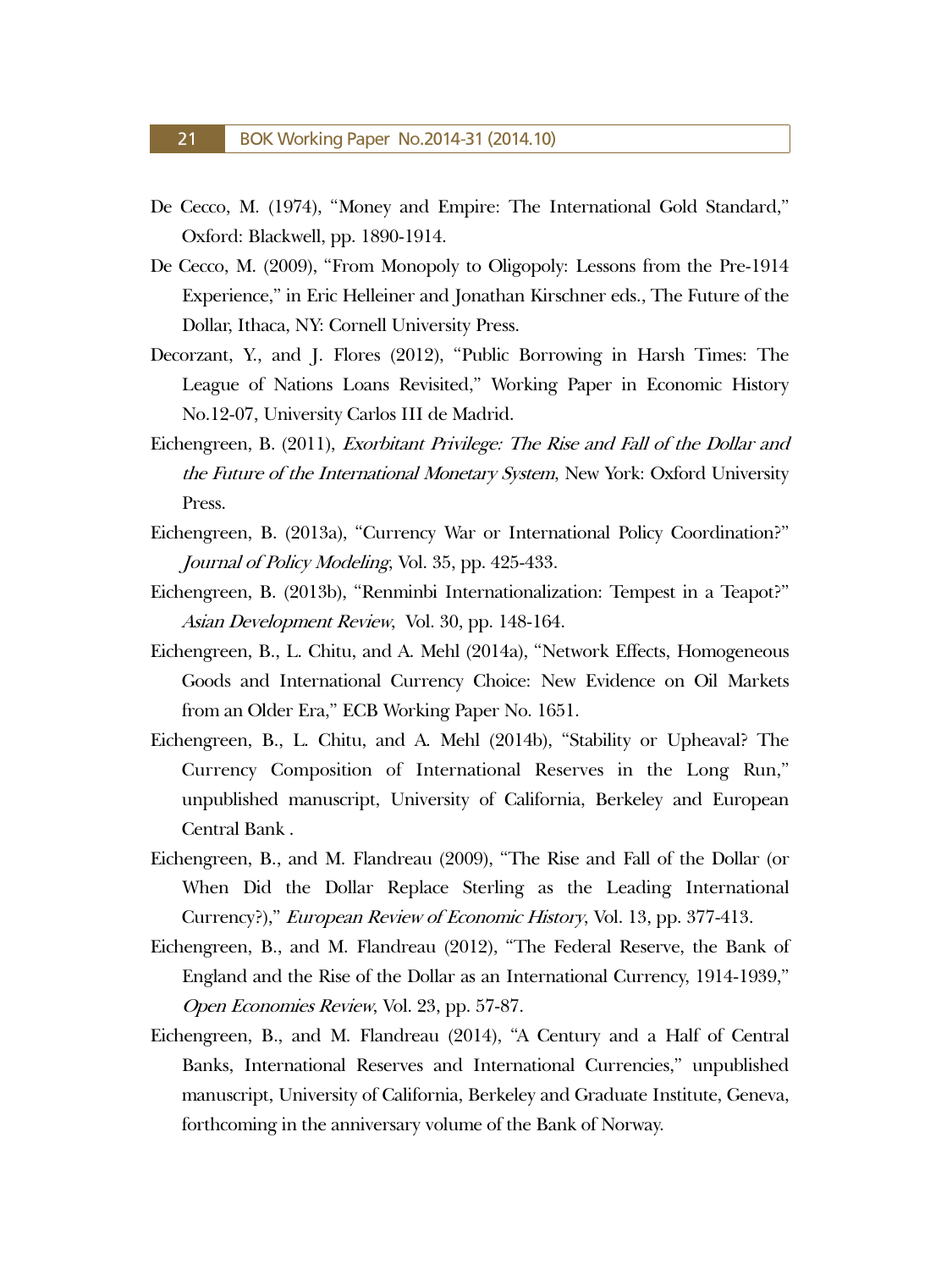De Cecco, M. (1974), "Money and Empire: The International Gold Standard," Oxford: Blackwell, pp. 1890-1914.

De Cecco, M. (2009), "From Monopoly to Oligopoly: Lessons from the Pre-1914 Experience," in Eric Helleiner and Jonathan Kirschner eds., The Future of the Dollar, Ithaca, NY: Cornell University Press.

Decorzant, Y., and J. Flores (2012), "Public Borrowing in Harsh Times: The League of Nations Loans Revisited," Working Paper in Economic History No.12-07, University Carlos III de Madrid.

Eichengreen, B. (2011), *Exorbitant Privilege: The Rise and Fall of the Dollar and the Future of the International Monetary System*, New York: Oxford University Press.

Eichengreen, B. (2013a), "Currency War or International Policy Coordination?" *Journal of Policy Modeling*, Vol. 35, pp. 425-433.

Eichengreen, B. (2013b), "Renminbi Internationalization: Tempest in a Teapot?" *Asian Development Review*, Vol. 30, pp. 148-164.

Eichengreen, B., L. Chitu, and A. Mehl (2014a), "Network Effects, Homogeneous Goods and International Currency Choice: New Evidence on Oil Markets from an Older Era," ECB Working Paper No. 1651.

Eichengreen, B., L. Chitu, and A. Mehl (2014b), "Stability or Upheaval? The Currency Composition of International Reserves in the Long Run," unpublished manuscript, University of California, Berkeley and European Central Bank .

Eichengreen, B., and M. Flandreau (2009), "The Rise and Fall of the Dollar (or When Did the Dollar Replace Sterling as the Leading International Currency?)," *European Review of Economic History*, Vol. 13, pp. 377-413.

Eichengreen, B., and M. Flandreau (2012), "The Federal Reserve, the Bank of England and the Rise of the Dollar as an International Currency, 1914-1939," *Open Economies Review*, Vol. 23, pp. 57-87.

Eichengreen, B., and M. Flandreau (2014), "A Century and a Half of Central Banks, International Reserves and International Currencies," unpublished manuscript, University of California, Berkeley and Graduate Institute, Geneva, forthcoming in the anniversary volume of the Bank of Norway.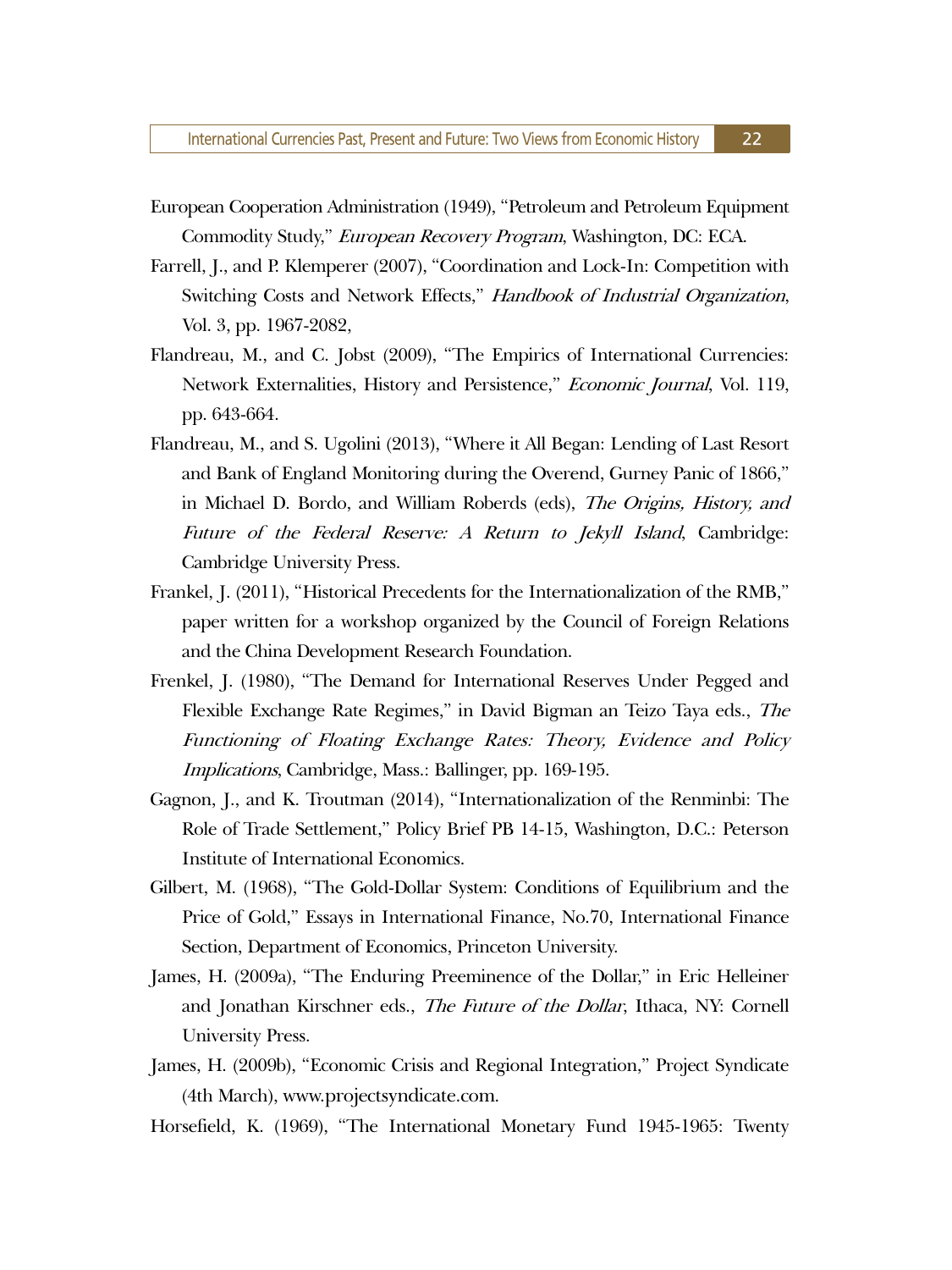European Cooperation Administration (1949), "Petroleum and Petroleum Equipment Commodity Study," *European Recovery Program*, Washington, DC: ECA.

Farrell, J., and P. Klemperer (2007), "Coordination and Lock-In: Competition with Switching Costs and Network Effects," *Handbook of Industrial Organization*, Vol. 3, pp. 1967-2082,

Flandreau, M., and C. Jobst (2009), "The Empirics of International Currencies: Network Externalities, History and Persistence," *Economic Journal*, Vol. 119, pp. 643-664.

Flandreau, M., and S. Ugolini (2013), "Where it All Began: Lending of Last Resort and Bank of England Monitoring during the Overend, Gurney Panic of 1866," in Michael D. Bordo, and William Roberds (eds), *The Origins, History, and Future of the Federal Reserve: A Return to Jekyll Island*, Cambridge: Cambridge University Press.

Frankel, J. (2011), "Historical Precedents for the Internationalization of the RMB," paper written for a workshop organized by the Council of Foreign Relations and the China Development Research Foundation.

Frenkel, J. (1980), "The Demand for International Reserves Under Pegged and Flexible Exchange Rate Regimes," in David Bigman an Teizo Taya eds., *The Functioning of Floating Exchange Rates: Theory, Evidence and Policy Implications*, Cambridge, Mass.: Ballinger, pp. 169-195.

Gagnon, J., and K. Troutman (2014), "Internationalization of the Renminbi: The Role of Trade Settlement," Policy Brief PB 14-15, Washington, D.C.: Peterson Institute of International Economics.

Gilbert, M. (1968), "The Gold-Dollar System: Conditions of Equilibrium and the Price of Gold," Essays in International Finance, No.70, International Finance Section, Department of Economics, Princeton University.

James, H. (2009a), "The Enduring Preeminence of the Dollar," in Eric Helleiner and Jonathan Kirschner eds., *The Future of the Dollar*, Ithaca, NY: Cornell University Press.

James, H. (2009b), "Economic Crisis and Regional Integration," Project Syndicate (4th March), www.projectsyndicate.com.

Horsefield, K. (1969), "The International Monetary Fund 1945-1965: Twenty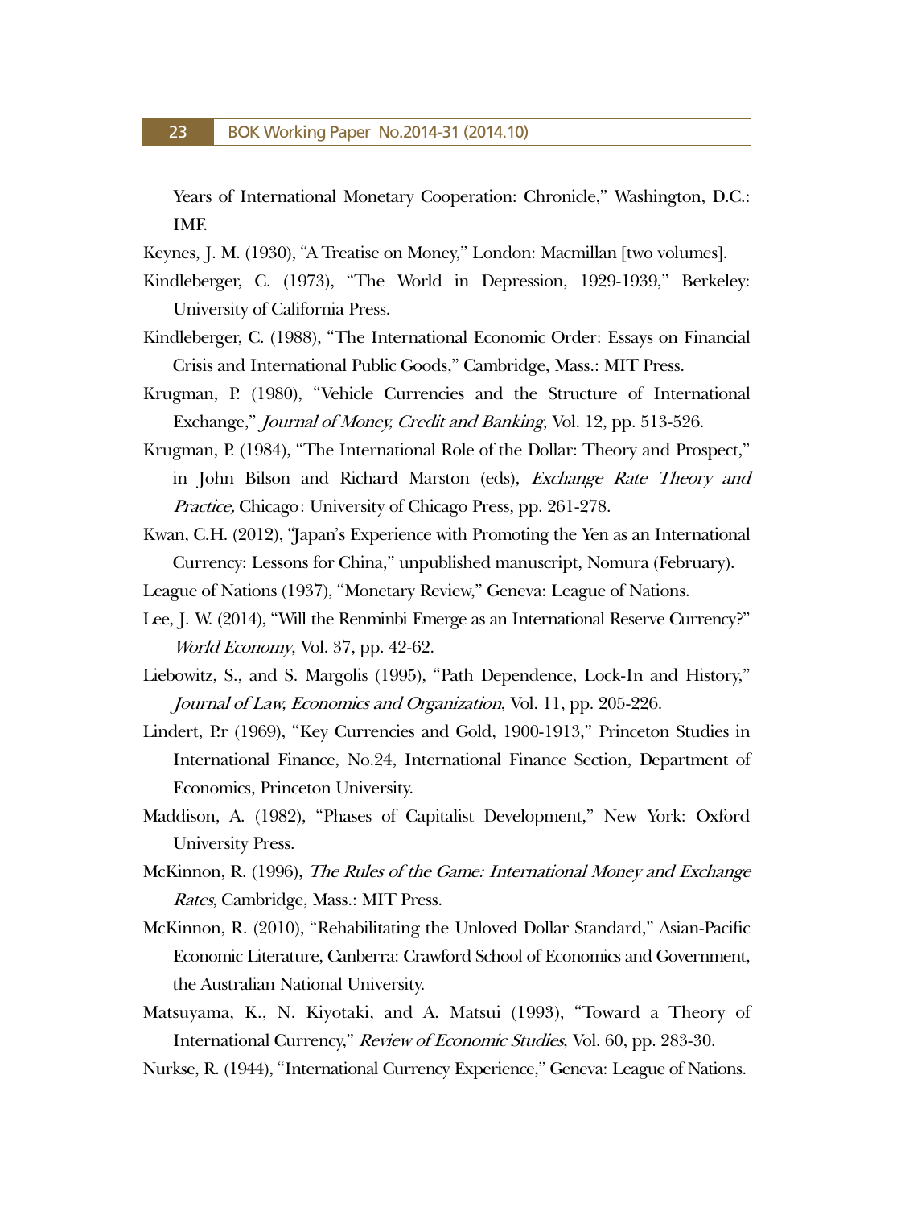Years of International Monetary Cooperation: Chronicle," Washington, D.C.: IMF.

Keynes, J. M. (1930), "A Treatise on Money," London: Macmillan [two volumes].

Kindleberger, C. (1973), "The World in Depression, 1929-1939," Berkeley: University of California Press.

Kindleberger, C. (1988), "The International Economic Order: Essays on Financial Crisis and International Public Goods," Cambridge, Mass.: MIT Press.

Krugman, P. (1980), "Vehicle Currencies and the Structure of International Exchange," *Journal of Money, Credit and Banking*, Vol. 12, pp. 513-526.

Krugman, P. (1984), "The International Role of the Dollar: Theory and Prospect," in John Bilson and Richard Marston (eds), *Exchange Rate Theory and Practice,* Chicago: University of Chicago Press, pp. 261-278.

Kwan, C.H. (2012), "Japan's Experience with Promoting the Yen as an International Currency: Lessons for China," unpublished manuscript, Nomura (February).

League of Nations (1937), "Monetary Review," Geneva: League of Nations.

Lee, J. W. (2014), "Will the Renminbi Emerge as an International Reserve Currency?" *World Economy*, Vol. 37, pp. 42-62.

Liebowitz, S., and S. Margolis (1995), "Path Dependence, Lock-In and History," *Journal of Law, Economics and Organization*, Vol. 11, pp. 205-226.

Lindert, P.r (1969), "Key Currencies and Gold, 1900-1913," Princeton Studies in International Finance, No.24, International Finance Section, Department of Economics, Princeton University.

Maddison, A. (1982), "Phases of Capitalist Development," New York: Oxford University Press.

McKinnon, R. (1996), *The Rules of the Game: International Money and Exchange Rates*, Cambridge, Mass.: MIT Press.

McKinnon, R. (2010), "Rehabilitating the Unloved Dollar Standard," Asian-Pacific Economic Literature, Canberra: Crawford School of Economics and Government, the Australian National University.

Matsuyama, K., N. Kiyotaki, and A. Matsui (1993), "Toward a Theory of International Currency," *Review of Economic Studies*, Vol. 60, pp. 283-30.

Nurkse, R. (1944), "International Currency Experience," Geneva: League of Nations.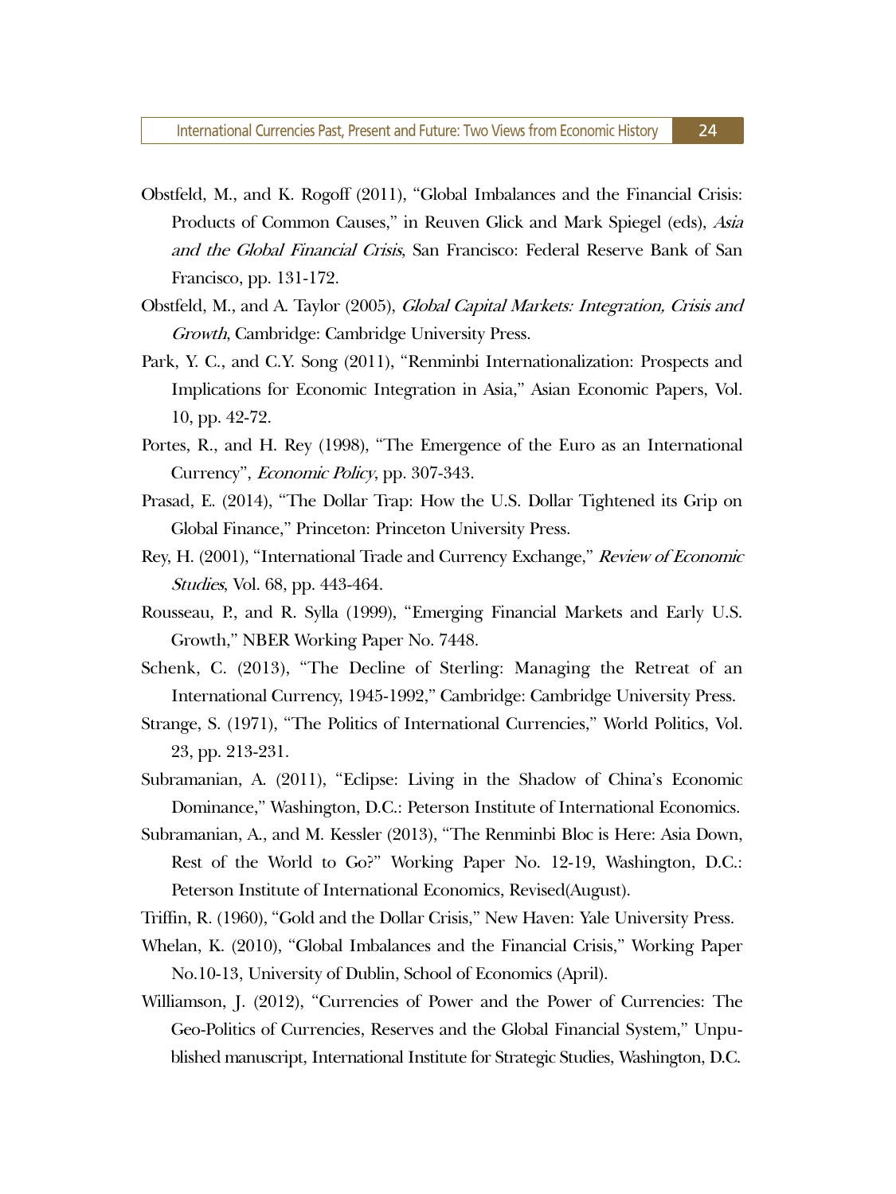Obstfeld, M., and K. Rogoff (2011), "Global Imbalances and the Financial Crisis: Products of Common Causes," in Reuven Glick and Mark Spiegel (eds), *Asia and the Global Financial Crisis*, San Francisco: Federal Reserve Bank of San Francisco, pp. 131-172.

Obstfeld, M., and A. Taylor (2005), *Global Capital Markets: Integration, Crisis and Growth*, Cambridge: Cambridge University Press.

Park, Y. C., and C.Y. Song (2011), "Renminbi Internationalization: Prospects and Implications for Economic Integration in Asia," Asian Economic Papers, Vol. 10, pp. 42-72.

Portes, R., and H. Rey (1998), "The Emergence of the Euro as an International Currency", *Economic Policy*, pp. 307-343.

Prasad, E. (2014), "The Dollar Trap: How the U.S. Dollar Tightened its Grip on Global Finance," Princeton: Princeton University Press.

Rey, H. (2001), "International Trade and Currency Exchange," *Review of Economic Studies*, Vol. 68, pp. 443-464.

Rousseau, P., and R. Sylla (1999), "Emerging Financial Markets and Early U.S. Growth," NBER Working Paper No. 7448.

Schenk, C. (2013), "The Decline of Sterling: Managing the Retreat of an International Currency, 1945-1992," Cambridge: Cambridge University Press.

Strange, S. (1971), "The Politics of International Currencies," World Politics, Vol. 23, pp. 213-231.

Subramanian, A. (2011), "Eclipse: Living in the Shadow of China's Economic Dominance," Washington, D.C.: Peterson Institute of International Economics.

Subramanian, A., and M. Kessler (2013), "The Renminbi Bloc is Here: Asia Down, Rest of the World to Go?" Working Paper No. 12-19, Washington, D.C.: Peterson Institute of International Economics, Revised(August).

Triffin, R. (1960), "Gold and the Dollar Crisis," New Haven: Yale University Press.

Whelan, K. (2010), "Global Imbalances and the Financial Crisis," Working Paper No.10-13, University of Dublin, School of Economics (April).

Williamson, J. (2012), "Currencies of Power and the Power of Currencies: The Geo-Politics of Currencies, Reserves and the Global Financial System," Unpublished manuscript, International Institute for Strategic Studies, Washington, D.C.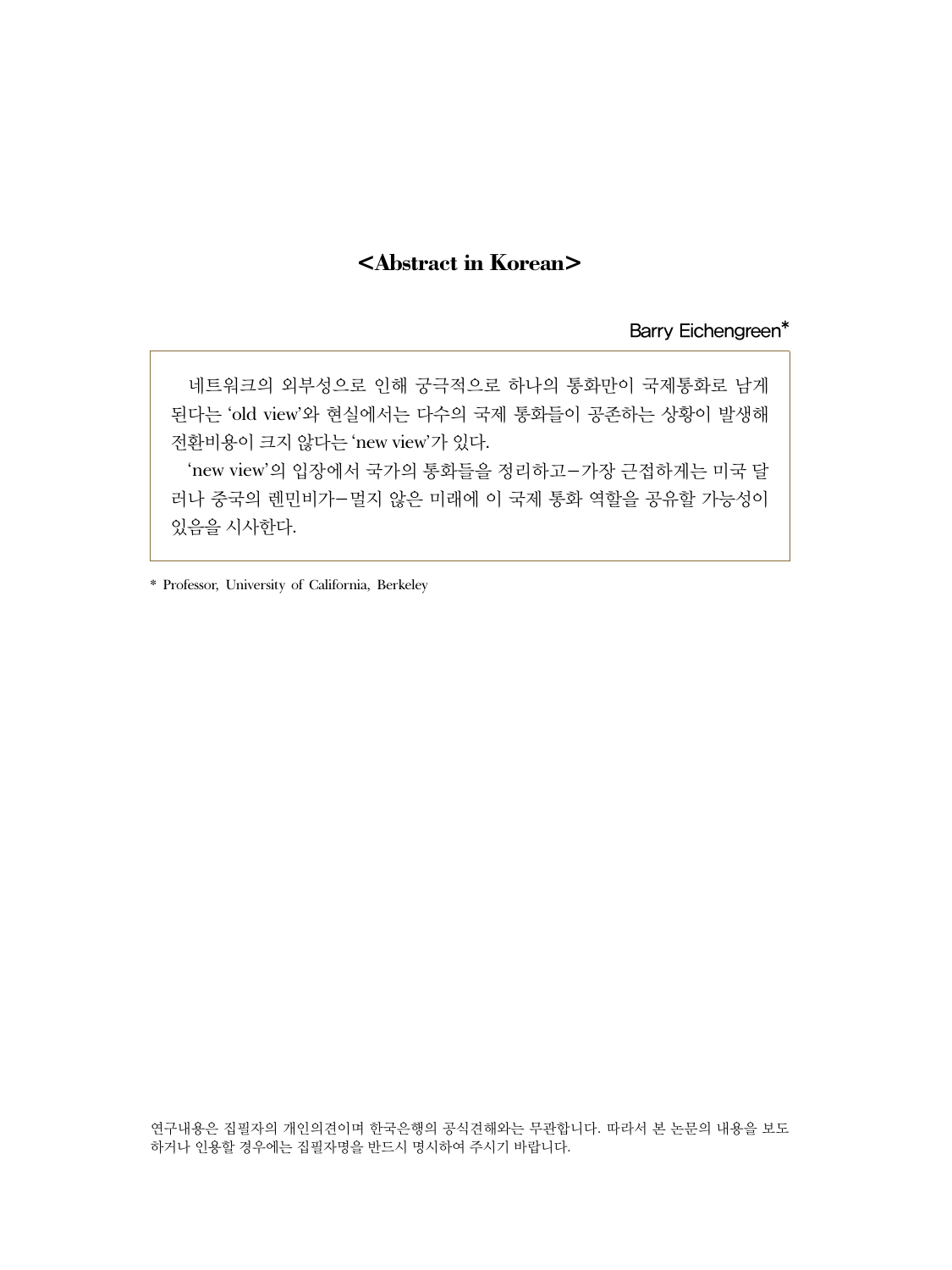## <Abstract in Korean>

Barry Eichengreen*

네트워크의 외부성으로 인해 궁극적으로 하나의 통화만이 국제통화로 남게 된다는 'old view'와 현실에서는 다수의 국제 통화들이 공존하는 상황이 발생해 전환비용이 크지 않다는 'new view'가 있다.

'new view'의 입장에서 국가의 통화들을 정리하고－가장 근접하게는 미국 달러나 중국의 렌민비가－멀지 않은 미래에 이 국제 통화 역할을 공유할 가능성이 있음을 시사한다.

\* Professor, University of California, Berkeley

연구내용은 집필자의 개인의견이며 한국은행의 공식견해와는 무관합니다. 따라서 본 논문의 내용을 보도하거나 인용할 경우에는 집필자명을 반드시 명시하여 주시기 바랍니다.